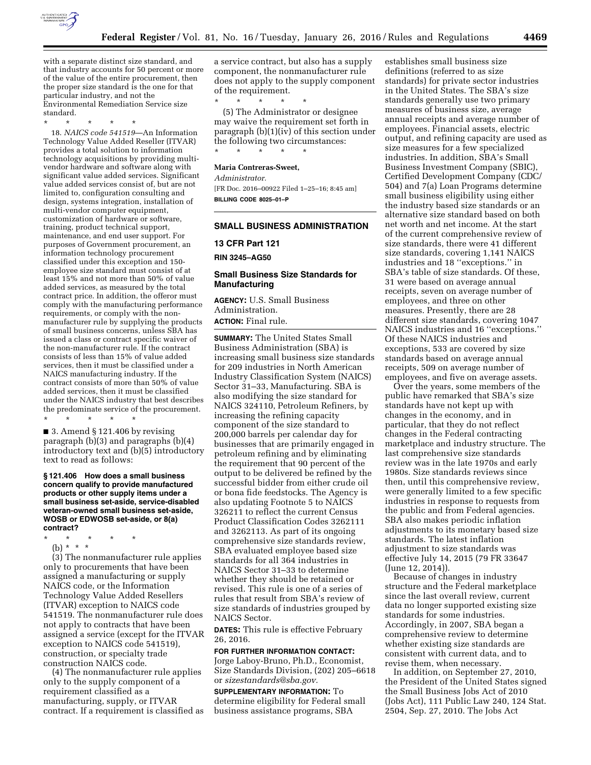with a separate distinct size standard, and that industry accounts for 50 percent or more of the value of the entire procurement, then the proper size standard is the one for that particular industry, and not the Environmental Remediation Service size standard.

\* \* \* \* \*

18. *NAICS code 541519*—An Information Technology Value Added Reseller (ITVAR) provides a total solution to information technology acquisitions by providing multi-vendor hardware and software along with significant value added services. Significant value added services consist of, but are not limited to, configuration consulting and design, systems integration, installation of multi-vendor computer equipment, customization of hardware or software, training, product technical support, maintenance, and end user support. For purposes of Government procurement, an information technology procurement classified under this exception and 150-employee size standard must consist of at least 15% and not more than 50% of value added services, as measured by the total contract price. In addition, the offeror must comply with the manufacturing performance requirements, or comply with the non-manufacturer rule by supplying the products of small business concerns, unless SBA has issued a class or contract specific waiver of the non-manufacturer rule. If the contract consists of less than 15% of value added services, then it must be classified under a NAICS manufacturing industry. If the contract consists of more than 50% of value added services, then it must be classified under the NAICS industry that best describes the predominate service of the procurement.

\* \* \* \* \*

■ 3. Amend § 121.406 by revising paragraph (b)(3) and paragraphs (b)(4) introductory text and (b)(5) introductory text to read as follows:

**§ 121.406 How does a small business concern qualify to provide manufactured products or other supply items under a small business set-aside, service-disabled veteran-owned small business set-aside, WOSB or EDWOSB set-aside, or 8(a) contract?**

\* \* \* \* \*

(b) \* \* \*

(3) The nonmanufacturer rule applies only to procurements that have been assigned a manufacturing or supply NAICS code, or the Information Technology Value Added Resellers (ITVAR) exception to NAICS code 541519. The nonmanufacturer rule does not apply to contracts that have been assigned a service (except for the ITVAR exception to NAICS code 541519), construction, or specialty trade construction NAICS code.

(4) The nonmanufacturer rule applies only to the supply component of a requirement classified as a manufacturing, supply, or ITVAR contract. If a requirement is classified as a service contract, but also has a supply component, the nonmanufacturer rule does not apply to the supply component of the requirement.

\* \* \* \* \*

(5) The Administrator or designee may waive the requirement set forth in paragraph (b)(1)(iv) of this section under the following two circumstances:

\* \* \* \* \*

**Maria Contreras-Sweet,**

*Administrator.*

[FR Doc. 2016–00922 Filed 1–25–16; 8:45 am]

**BILLING CODE 8025–01–P**

---

## SMALL BUSINESS ADMINISTRATION

### 13 CFR Part 121

**RIN 3245–AG50**

### Small Business Size Standards for Manufacturing

**AGENCY:** U.S. Small Business Administration.

**ACTION:** Final rule.

**SUMMARY:** The United States Small Business Administration (SBA) is increasing small business size standards for 209 industries in North American Industry Classification System (NAICS) Sector 31–33, Manufacturing. SBA is also modifying the size standard for NAICS 324110, Petroleum Refiners, by increasing the refining capacity component of the size standard to 200,000 barrels per calendar day for businesses that are primarily engaged in petroleum refining and by eliminating the requirement that 90 percent of the output to be delivered be refined by the successful bidder from either crude oil or bona fide feedstocks. The Agency is also updating Footnote 5 to NAICS 326211 to reflect the current Census Product Classification Codes 3262111 and 3262113. As part of its ongoing comprehensive size standards review, SBA evaluated employee based size standards for all 364 industries in NAICS Sector 31–33 to determine whether they should be retained or revised. This rule is one of a series of rules that result from SBA's review of size standards of industries grouped by NAICS Sector.

**DATES:** This rule is effective February 26, 2016.

**FOR FURTHER INFORMATION CONTACT:** Jorge Laboy-Bruno, Ph.D., Economist, Size Standards Division, (202) 205–6618 or *sizestandards@sba.gov.*

**SUPPLEMENTARY INFORMATION:** To determine eligibility for Federal small business assistance programs, SBA establishes small business size definitions (referred to as size standards) for private sector industries in the United States. The SBA's size standards generally use two primary measures of business size, average annual receipts and average number of employees. Financial assets, electric output, and refining capacity are used as size measures for a few specialized industries. In addition, SBA's Small Business Investment Company (SBIC), Certified Development Company (CDC/504) and 7(a) Loan Programs determine small business eligibility using either the industry based size standards or an alternative size standard based on both net worth and net income. At the start of the current comprehensive review of size standards, there were 41 different size standards, covering 1,141 NAICS industries and 18 ''exceptions.'' in SBA's table of size standards. Of these, 31 were based on average annual receipts, seven on average number of employees, and three on other measures. Presently, there are 28 different size standards, covering 1047 NAICS industries and 16 ''exceptions.'' Of these NAICS industries and exceptions, 533 are covered by size standards based on average annual receipts, 509 on average number of employees, and five on average assets.

Over the years, some members of the public have remarked that SBA's size standards have not kept up with changes in the economy, and in particular, that they do not reflect changes in the Federal contracting marketplace and industry structure. The last comprehensive size standards review was in the late 1970s and early 1980s. Size standards reviews since then, until this comprehensive review, were generally limited to a few specific industries in response to requests from the public and from Federal agencies. SBA also makes periodic inflation adjustments to its monetary based size standards. The latest inflation adjustment to size standards was effective July 14, 2015 (79 FR 33647 (June 12, 2014)).

Because of changes in industry structure and the Federal marketplace since the last overall review, current data no longer supported existing size standards for some industries. Accordingly, in 2007, SBA began a comprehensive review to determine whether existing size standards are consistent with current data, and to revise them, when necessary.

In addition, on September 27, 2010, the President of the United States signed the Small Business Jobs Act of 2010 (Jobs Act), 111 Public Law 240, 124 Stat. 2504, Sep. 27, 2010. The Jobs Act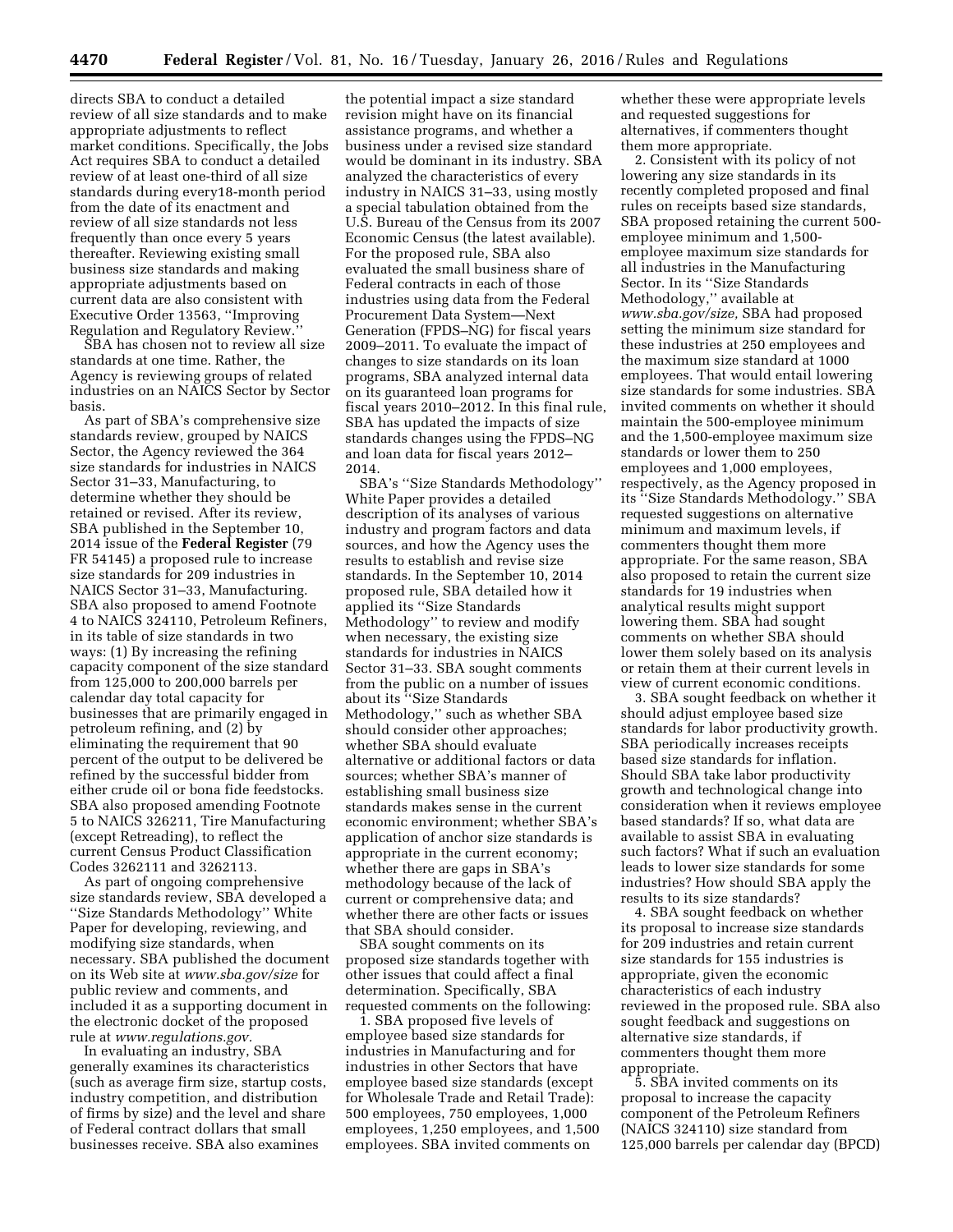directs SBA to conduct a detailed review of all size standards and to make appropriate adjustments to reflect market conditions. Specifically, the Jobs Act requires SBA to conduct a detailed review of at least one-third of all size standards during every18-month period from the date of its enactment and review of all size standards not less frequently than once every 5 years thereafter. Reviewing existing small business size standards and making appropriate adjustments based on current data are also consistent with Executive Order 13563, ''Improving Regulation and Regulatory Review.''

SBA has chosen not to review all size standards at one time. Rather, the Agency is reviewing groups of related industries on an NAICS Sector by Sector basis.

As part of SBA's comprehensive size standards review, grouped by NAICS Sector, the Agency reviewed the 364 size standards for industries in NAICS Sector 31–33, Manufacturing, to determine whether they should be retained or revised. After its review, SBA published in the September 10, 2014 issue of the **Federal Register** (79 FR 54145) a proposed rule to increase size standards for 209 industries in NAICS Sector 31–33, Manufacturing. SBA also proposed to amend Footnote 4 to NAICS 324110, Petroleum Refiners, in its table of size standards in two ways: (1) By increasing the refining capacity component of the size standard from 125,000 to 200,000 barrels per calendar day total capacity for businesses that are primarily engaged in petroleum refining, and (2) by eliminating the requirement that 90 percent of the output to be delivered be refined by the successful bidder from either crude oil or bona fide feedstocks. SBA also proposed amending Footnote 5 to NAICS 326211, Tire Manufacturing (except Retreading), to reflect the current Census Product Classification Codes 3262111 and 3262113.

As part of ongoing comprehensive size standards review, SBA developed a ''Size Standards Methodology'' White Paper for developing, reviewing, and modifying size standards, when necessary. SBA published the document on its Web site at *www.sba.gov/size* for public review and comments, and included it as a supporting document in the electronic docket of the proposed rule at *www.regulations.gov.*

In evaluating an industry, SBA generally examines its characteristics (such as average firm size, startup costs, industry competition, and distribution of firms by size) and the level and share of Federal contract dollars that small businesses receive. SBA also examines the potential impact a size standard revision might have on its financial assistance programs, and whether a business under a revised size standard would be dominant in its industry. SBA analyzed the characteristics of every industry in NAICS 31–33, using mostly a special tabulation obtained from the U.S. Bureau of the Census from its 2007 Economic Census (the latest available). For the proposed rule, SBA also evaluated the small business share of Federal contracts in each of those industries using data from the Federal Procurement Data System—Next Generation (FPDS–NG) for fiscal years 2009–2011. To evaluate the impact of changes to size standards on its loan programs, SBA analyzed internal data on its guaranteed loan programs for fiscal years 2010–2012. In this final rule, SBA has updated the impacts of size standards changes using the FPDS–NG and loan data for fiscal years 2012–2014.

SBA's ''Size Standards Methodology'' White Paper provides a detailed description of its analyses of various industry and program factors and data sources, and how the Agency uses the results to establish and revise size standards. In the September 10, 2014 proposed rule, SBA detailed how it applied its ''Size Standards Methodology'' to review and modify when necessary, the existing size standards for industries in NAICS Sector 31–33. SBA sought comments from the public on a number of issues about its ''Size Standards Methodology,'' such as whether SBA should consider other approaches; whether SBA should evaluate alternative or additional factors or data sources; whether SBA's manner of establishing small business size standards makes sense in the current economic environment; whether SBA's application of anchor size standards is appropriate in the current economy; whether there are gaps in SBA's methodology because of the lack of current or comprehensive data; and whether there are other facts or issues that SBA should consider.

SBA sought comments on its proposed size standards together with other issues that could affect a final determination. Specifically, SBA requested comments on the following:

1. SBA proposed five levels of employee based size standards for industries in Manufacturing and for industries in other Sectors that have employee based size standards (except for Wholesale Trade and Retail Trade): 500 employees, 750 employees, 1,000 employees, 1,250 employees, and 1,500 employees. SBA invited comments on whether these were appropriate levels and requested suggestions for alternatives, if commenters thought them more appropriate.

2. Consistent with its policy of not lowering any size standards in its recently completed proposed and final rules on receipts based size standards, SBA proposed retaining the current 500-employee minimum and 1,500-employee maximum size standards for all industries in the Manufacturing Sector. In its ''Size Standards Methodology,'' available at *www.sba.gov/size,* SBA had proposed setting the minimum size standard for these industries at 250 employees and the maximum size standard at 1000 employees. That would entail lowering size standards for some industries. SBA invited comments on whether it should maintain the 500-employee minimum and the 1,500-employee maximum size standards or lower them to 250 employees and 1,000 employees, respectively, as the Agency proposed in its ''Size Standards Methodology.'' SBA requested suggestions on alternative minimum and maximum levels, if commenters thought them more appropriate. For the same reason, SBA also proposed to retain the current size standards for 19 industries when analytical results might support lowering them. SBA had sought comments on whether SBA should lower them solely based on its analysis or retain them at their current levels in view of current economic conditions.

3. SBA sought feedback on whether it should adjust employee based size standards for labor productivity growth. SBA periodically increases receipts based size standards for inflation. Should SBA take labor productivity growth and technological change into consideration when it reviews employee based standards? If so, what data are available to assist SBA in evaluating such factors? What if such an evaluation leads to lower size standards for some industries? How should SBA apply the results to its size standards?

4. SBA sought feedback on whether its proposal to increase size standards for 209 industries and retain current size standards for 155 industries is appropriate, given the economic characteristics of each industry reviewed in the proposed rule. SBA also sought feedback and suggestions on alternative size standards, if commenters thought them more appropriate.

5. SBA invited comments on its proposal to increase the capacity component of the Petroleum Refiners (NAICS 324110) size standard from 125,000 barrels per calendar day (BPCD)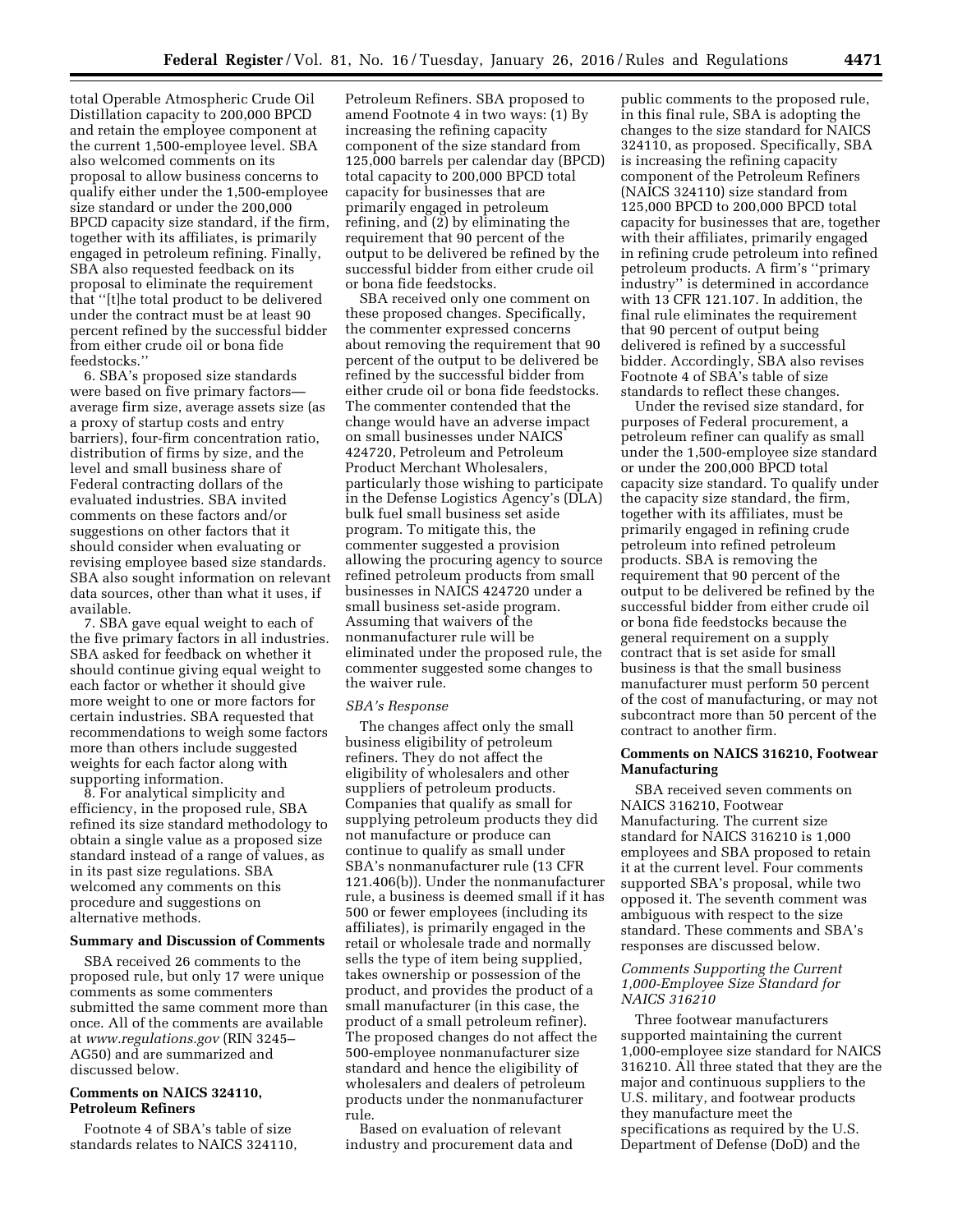total Operable Atmospheric Crude Oil Distillation capacity to 200,000 BPCD and retain the employee component at the current 1,500-employee level. SBA also welcomed comments on its proposal to allow business concerns to qualify either under the 1,500-employee size standard or under the 200,000 BPCD capacity size standard, if the firm, together with its affiliates, is primarily engaged in petroleum refining. Finally, SBA also requested feedback on its proposal to eliminate the requirement that ''[t]he total product to be delivered under the contract must be at least 90 percent refined by the successful bidder from either crude oil or bona fide feedstocks.''

6. SBA's proposed size standards were based on five primary factors—average firm size, average assets size (as a proxy of startup costs and entry barriers), four-firm concentration ratio, distribution of firms by size, and the level and small business share of Federal contracting dollars of the evaluated industries. SBA invited comments on these factors and/or suggestions on other factors that it should consider when evaluating or revising employee based size standards. SBA also sought information on relevant data sources, other than what it uses, if available.

7. SBA gave equal weight to each of the five primary factors in all industries. SBA asked for feedback on whether it should continue giving equal weight to each factor or whether it should give more weight to one or more factors for certain industries. SBA requested that recommendations to weigh some factors more than others include suggested weights for each factor along with supporting information.

8. For analytical simplicity and efficiency, in the proposed rule, SBA refined its size standard methodology to obtain a single value as a proposed size standard instead of a range of values, as in its past size regulations. SBA welcomed any comments on this procedure and suggestions on alternative methods.

## Summary and Discussion of Comments

SBA received 26 comments to the proposed rule, but only 17 were unique comments as some commenters submitted the same comment more than once. All of the comments are available at *www.regulations.gov* (RIN 3245–AG50) and are summarized and discussed below.

## Comments on NAICS 324110, Petroleum Refiners

Footnote 4 of SBA's table of size standards relates to NAICS 324110, Petroleum Refiners. SBA proposed to amend Footnote 4 in two ways: (1) By increasing the refining capacity component of the size standard from 125,000 barrels per calendar day (BPCD) total capacity to 200,000 BPCD total capacity for businesses that are primarily engaged in petroleum refining, and (2) by eliminating the requirement that 90 percent of the output to be delivered be refined by the successful bidder from either crude oil or bona fide feedstocks.

SBA received only one comment on these proposed changes. Specifically, the commenter expressed concerns about removing the requirement that 90 percent of the output to be delivered be refined by the successful bidder from either crude oil or bona fide feedstocks. The commenter contended that the change would have an adverse impact on small businesses under NAICS 424720, Petroleum and Petroleum Product Merchant Wholesalers, particularly those wishing to participate in the Defense Logistics Agency's (DLA) bulk fuel small business set aside program. To mitigate this, the commenter suggested a provision allowing the procuring agency to source refined petroleum products from small businesses in NAICS 424720 under a small business set-aside program. Assuming that waivers of the nonmanufacturer rule will be eliminated under the proposed rule, the commenter suggested some changes to the waiver rule.

### *SBA's Response*

The changes affect only the small business eligibility of petroleum refiners. They do not affect the eligibility of wholesalers and other suppliers of petroleum products. Companies that qualify as small for supplying petroleum products they did not manufacture or produce can continue to qualify as small under SBA's nonmanufacturer rule (13 CFR 121.406(b)). Under the nonmanufacturer rule, a business is deemed small if it has 500 or fewer employees (including its affiliates), is primarily engaged in the retail or wholesale trade and normally sells the type of item being supplied, takes ownership or possession of the product, and provides the product of a small manufacturer (in this case, the product of a small petroleum refiner). The proposed changes do not affect the 500-employee nonmanufacturer size standard and hence the eligibility of wholesalers and dealers of petroleum products under the nonmanufacturer rule.

Based on evaluation of relevant industry and procurement data and public comments to the proposed rule, in this final rule, SBA is adopting the changes to the size standard for NAICS 324110, as proposed. Specifically, SBA is increasing the refining capacity component of the Petroleum Refiners (NAICS 324110) size standard from 125,000 BPCD to 200,000 BPCD total capacity for businesses that are, together with their affiliates, primarily engaged in refining crude petroleum into refined petroleum products. A firm's ''primary industry'' is determined in accordance with 13 CFR 121.107. In addition, the final rule eliminates the requirement that 90 percent of output being delivered is refined by a successful bidder. Accordingly, SBA also revises Footnote 4 of SBA's table of size standards to reflect these changes.

Under the revised size standard, for purposes of Federal procurement, a petroleum refiner can qualify as small under the 1,500-employee size standard or under the 200,000 BPCD total capacity size standard. To qualify under the capacity size standard, the firm, together with its affiliates, must be primarily engaged in refining crude petroleum into refined petroleum products. SBA is removing the requirement that 90 percent of the output to be delivered be refined by the successful bidder from either crude oil or bona fide feedstocks because the general requirement on a supply contract that is set aside for small business is that the small business manufacturer must perform 50 percent of the cost of manufacturing, or may not subcontract more than 50 percent of the contract to another firm.

## Comments on NAICS 316210, Footwear Manufacturing

SBA received seven comments on NAICS 316210, Footwear Manufacturing. The current size standard for NAICS 316210 is 1,000 employees and SBA proposed to retain it at the current level. Four comments supported SBA's proposal, while two opposed it. The seventh comment was ambiguous with respect to the size standard. These comments and SBA's responses are discussed below.

### *Comments Supporting the Current 1,000-Employee Size Standard for NAICS 316210*

Three footwear manufacturers supported maintaining the current 1,000-employee size standard for NAICS 316210. All three stated that they are the major and continuous suppliers to the U.S. military, and footwear products they manufacture meet the specifications as required by the U.S. Department of Defense (DoD) and the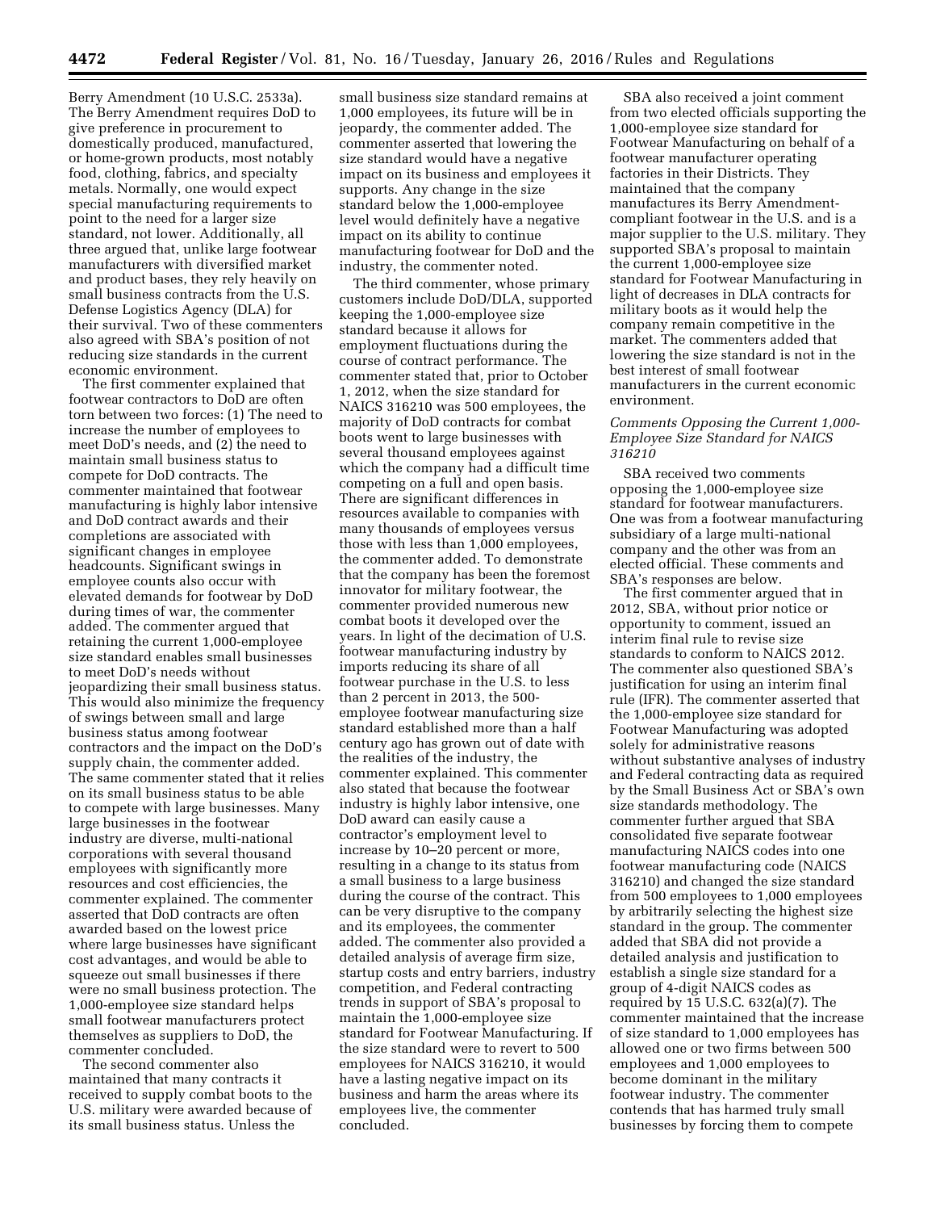Berry Amendment (10 U.S.C. 2533a). The Berry Amendment requires DoD to give preference in procurement to domestically produced, manufactured, or home-grown products, most notably food, clothing, fabrics, and specialty metals. Normally, one would expect special manufacturing requirements to point to the need for a larger size standard, not lower. Additionally, all three argued that, unlike large footwear manufacturers with diversified market and product bases, they rely heavily on small business contracts from the U.S. Defense Logistics Agency (DLA) for their survival. Two of these commenters also agreed with SBA's position of not reducing size standards in the current economic environment.

The first commenter explained that footwear contractors to DoD are often torn between two forces: (1) The need to increase the number of employees to meet DoD's needs, and (2) the need to maintain small business status to compete for DoD contracts. The commenter maintained that footwear manufacturing is highly labor intensive and DoD contract awards and their completions are associated with significant changes in employee headcounts. Significant swings in employee counts also occur with elevated demands for footwear by DoD during times of war, the commenter added. The commenter argued that retaining the current 1,000-employee size standard enables small businesses to meet DoD's needs without jeopardizing their small business status. This would also minimize the frequency of swings between small and large business status among footwear contractors and the impact on the DoD's supply chain, the commenter added. The same commenter stated that it relies on its small business status to be able to compete with large businesses. Many large businesses in the footwear industry are diverse, multi-national corporations with several thousand employees with significantly more resources and cost efficiencies, the commenter explained. The commenter asserted that DoD contracts are often awarded based on the lowest price where large businesses have significant cost advantages, and would be able to squeeze out small businesses if there were no small business protection. The 1,000-employee size standard helps small footwear manufacturers protect themselves as suppliers to DoD, the commenter concluded.

The second commenter also maintained that many contracts it received to supply combat boots to the U.S. military were awarded because of its small business status. Unless the small business size standard remains at 1,000 employees, its future will be in jeopardy, the commenter added. The commenter asserted that lowering the size standard would have a negative impact on its business and employees it supports. Any change in the size standard below the 1,000-employee level would definitely have a negative impact on its ability to continue manufacturing footwear for DoD and the industry, the commenter noted.

The third commenter, whose primary customers include DoD/DLA, supported keeping the 1,000-employee size standard because it allows for employment fluctuations during the course of contract performance. The commenter stated that, prior to October 1, 2012, when the size standard for NAICS 316210 was 500 employees, the majority of DoD contracts for combat boots went to large businesses with several thousand employees against which the company had a difficult time competing on a full and open basis. There are significant differences in resources available to companies with many thousands of employees versus those with less than 1,000 employees, the commenter added. To demonstrate that the company has been the foremost innovator for military footwear, the commenter provided numerous new combat boots it developed over the years. In light of the decimation of U.S. footwear manufacturing industry by imports reducing its share of all footwear purchase in the U.S. to less than 2 percent in 2013, the 500-employee footwear manufacturing size standard established more than a half century ago has grown out of date with the realities of the industry, the commenter explained. This commenter also stated that because the footwear industry is highly labor intensive, one DoD award can easily cause a contractor's employment level to increase by 10–20 percent or more, resulting in a change to its status from a small business to a large business during the course of the contract. This can be very disruptive to the company and its employees, the commenter added. The commenter also provided a detailed analysis of average firm size, startup costs and entry barriers, industry competition, and Federal contracting trends in support of SBA's proposal to maintain the 1,000-employee size standard for Footwear Manufacturing. If the size standard were to revert to 500 employees for NAICS 316210, it would have a lasting negative impact on its business and harm the areas where its employees live, the commenter concluded.

SBA also received a joint comment from two elected officials supporting the 1,000-employee size standard for Footwear Manufacturing on behalf of a footwear manufacturer operating factories in their Districts. They maintained that the company manufactures its Berry Amendment-compliant footwear in the U.S. and is a major supplier to the U.S. military. They supported SBA's proposal to maintain the current 1,000-employee size standard for Footwear Manufacturing in light of decreases in DLA contracts for military boots as it would help the company remain competitive in the market. The commenters added that lowering the size standard is not in the best interest of small footwear manufacturers in the current economic environment.

### *Comments Opposing the Current 1,000-Employee Size Standard for NAICS 316210*

SBA received two comments opposing the 1,000-employee size standard for footwear manufacturers. One was from a footwear manufacturing subsidiary of a large multi-national company and the other was from an elected official. These comments and SBA's responses are below.

The first commenter argued that in 2012, SBA, without prior notice or opportunity to comment, issued an interim final rule to revise size standards to conform to NAICS 2012. The commenter also questioned SBA's justification for using an interim final rule (IFR). The commenter asserted that the 1,000-employee size standard for Footwear Manufacturing was adopted solely for administrative reasons without substantive analyses of industry and Federal contracting data as required by the Small Business Act or SBA's own size standards methodology. The commenter further argued that SBA consolidated five separate footwear manufacturing NAICS codes into one footwear manufacturing code (NAICS 316210) and changed the size standard from 500 employees to 1,000 employees by arbitrarily selecting the highest size standard in the group. The commenter added that SBA did not provide a detailed analysis and justification to establish a single size standard for a group of 4-digit NAICS codes as required by 15 U.S.C. 632(a)(7). The commenter maintained that the increase of size standard to 1,000 employees has allowed one or two firms between 500 employees and 1,000 employees to become dominant in the military footwear industry. The commenter contends that has harmed truly small businesses by forcing them to compete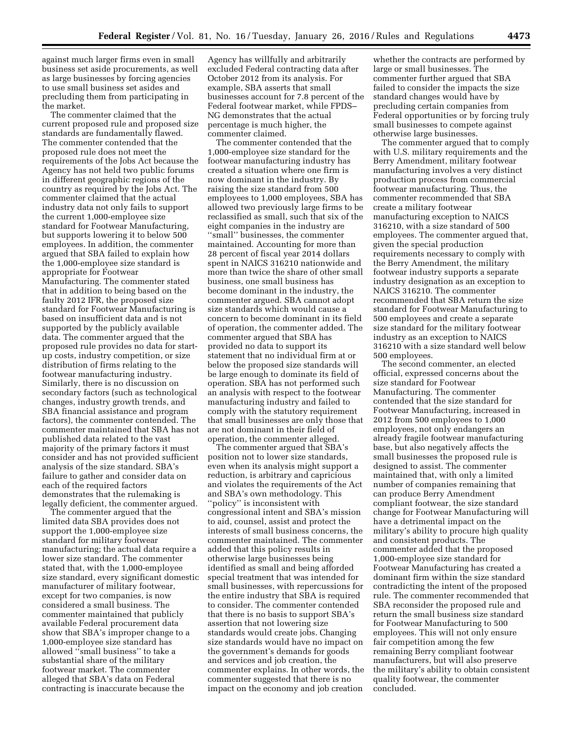against much larger firms even in small business set aside procurements, as well as large businesses by forcing agencies to use small business set asides and precluding them from participating in the market.

The commenter claimed that the current proposed rule and proposed size standards are fundamentally flawed. The commenter contended that the proposed rule does not meet the requirements of the Jobs Act because the Agency has not held two public forums in different geographic regions of the country as required by the Jobs Act. The commenter claimed that the actual industry data not only fails to support the current 1,000-employee size standard for Footwear Manufacturing, but supports lowering it to below 500 employees. In addition, the commenter argued that SBA failed to explain how the 1,000-employee size standard is appropriate for Footwear Manufacturing. The commenter stated that in addition to being based on the faulty 2012 IFR, the proposed size standard for Footwear Manufacturing is based on insufficient data and is not supported by the publicly available data. The commenter argued that the proposed rule provides no data for start-up costs, industry competition, or size distribution of firms relating to the footwear manufacturing industry. Similarly, there is no discussion on secondary factors (such as technological changes, industry growth trends, and SBA financial assistance and program factors), the commenter contended. The commenter maintained that SBA has not published data related to the vast majority of the primary factors it must consider and has not provided sufficient analysis of the size standard. SBA's failure to gather and consider data on each of the required factors demonstrates that the rulemaking is legally deficient, the commenter argued.

The commenter argued that the limited data SBA provides does not support the 1,000-employee size standard for military footwear manufacturing; the actual data require a lower size standard. The commenter stated that, with the 1,000-employee size standard, every significant domestic manufacturer of military footwear, except for two companies, is now considered a small business. The commenter maintained that publicly available Federal procurement data show that SBA's improper change to a 1,000-employee size standard has allowed "small business" to take a substantial share of the military footwear market. The commenter alleged that SBA's data on Federal contracting is inaccurate because the Agency has willfully and arbitrarily excluded Federal contracting data after October 2012 from its analysis. For example, SBA asserts that small businesses account for 7.8 percent of the Federal footwear market, while FPDS–NG demonstrates that the actual percentage is much higher, the commenter claimed.

The commenter contended that the 1,000-employee size standard for the footwear manufacturing industry has created a situation where one firm is now dominant in the industry. By raising the size standard from 500 employees to 1,000 employees, SBA has allowed two previously large firms to be reclassified as small, such that six of the eight companies in the industry are "small" businesses, the commenter maintained. Accounting for more than 28 percent of fiscal year 2014 dollars spent in NAICS 316210 nationwide and more than twice the share of other small business, one small business has become dominant in the industry, the commenter argued. SBA cannot adopt size standards which would cause a concern to become dominant in its field of operation, the commenter added. The commenter argued that SBA has provided no data to support its statement that no individual firm at or below the proposed size standards will be large enough to dominate its field of operation. SBA has not performed such an analysis with respect to the footwear manufacturing industry and failed to comply with the statutory requirement that small businesses are only those that are not dominant in their field of operation, the commenter alleged.

The commenter argued that SBA's position not to lower size standards, even when its analysis might support a reduction, is arbitrary and capricious and violates the requirements of the Act and SBA's own methodology. This "policy" is inconsistent with congressional intent and SBA's mission to aid, counsel, assist and protect the interests of small business concerns, the commenter maintained. The commenter added that this policy results in otherwise large businesses being identified as small and being afforded special treatment that was intended for small businesses, with repercussions for the entire industry that SBA is required to consider. The commenter contended that there is no basis to support SBA's assertion that not lowering size standards would create jobs. Changing size standards would have no impact on the government's demands for goods and services and job creation, the commenter explains. In other words, the commenter suggested that there is no impact on the economy and job creation whether the contracts are performed by large or small businesses. The commenter further argued that SBA failed to consider the impacts the size standard changes would have by precluding certain companies from Federal opportunities or by forcing truly small businesses to compete against otherwise large businesses.

The commenter argued that to comply with U.S. military requirements and the Berry Amendment, military footwear manufacturing involves a very distinct production process from commercial footwear manufacturing. Thus, the commenter recommended that SBA create a military footwear manufacturing exception to NAICS 316210, with a size standard of 500 employees. The commenter argued that, given the special production requirements necessary to comply with the Berry Amendment, the military footwear industry supports a separate industry designation as an exception to NAICS 316210. The commenter recommended that SBA return the size standard for Footwear Manufacturing to 500 employees and create a separate size standard for the military footwear industry as an exception to NAICS 316210 with a size standard well below 500 employees.

The second commenter, an elected official, expressed concerns about the size standard for Footwear Manufacturing. The commenter contended that the size standard for Footwear Manufacturing, increased in 2012 from 500 employees to 1,000 employees, not only endangers an already fragile footwear manufacturing base, but also negatively affects the small businesses the proposed rule is designed to assist. The commenter maintained that, with only a limited number of companies remaining that can produce Berry Amendment compliant footwear, the size standard change for Footwear Manufacturing will have a detrimental impact on the military's ability to procure high quality and consistent products. The commenter added that the proposed 1,000-employee size standard for Footwear Manufacturing has created a dominant firm within the size standard contradicting the intent of the proposed rule. The commenter recommended that SBA reconsider the proposed rule and return the small business size standard for Footwear Manufacturing to 500 employees. This will not only ensure fair competition among the few remaining Berry compliant footwear manufacturers, but will also preserve the military's ability to obtain consistent quality footwear, the commenter concluded.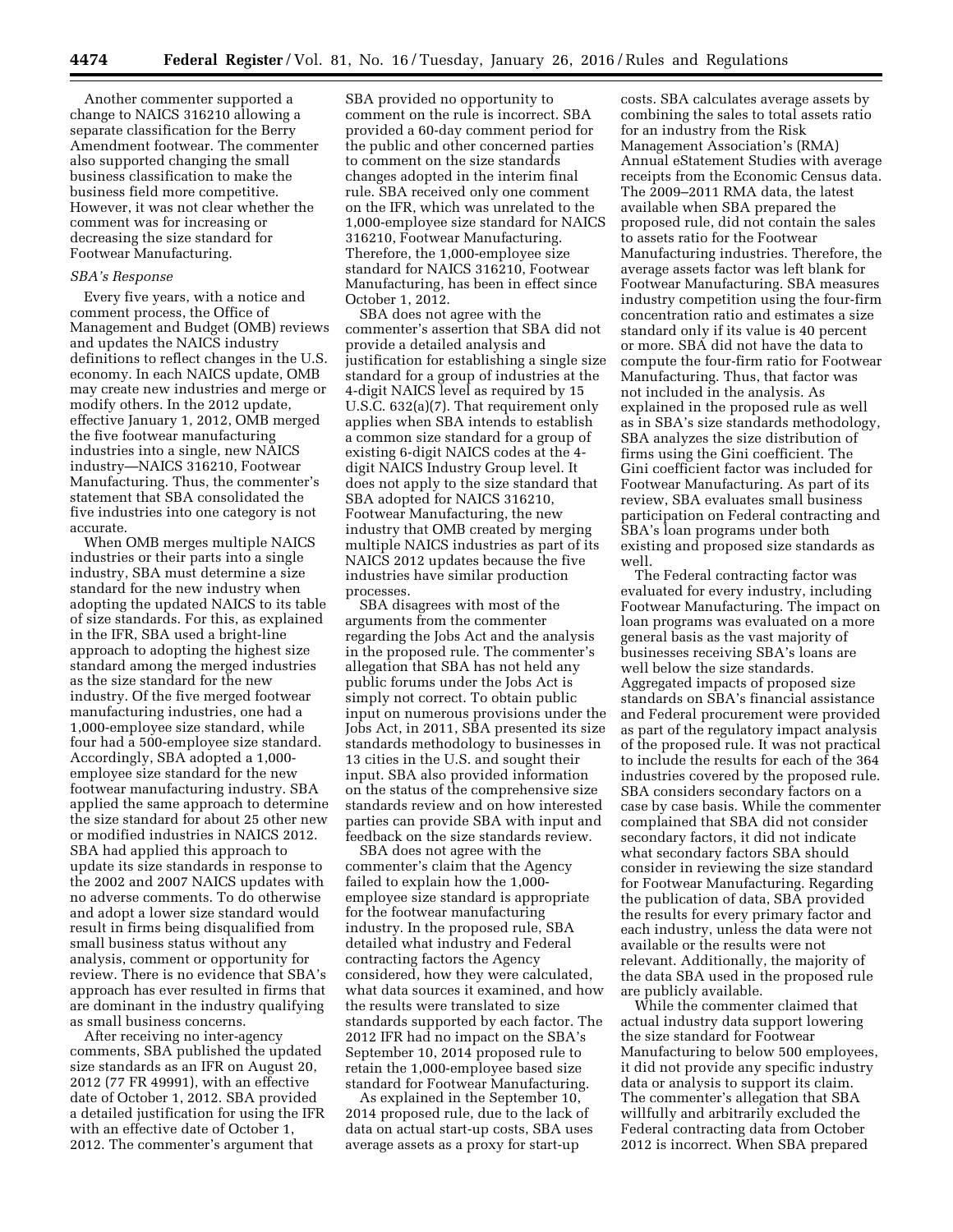Another commenter supported a change to NAICS 316210 allowing a separate classification for the Berry Amendment footwear. The commenter also supported changing the small business classification to make the business field more competitive. However, it was not clear whether the comment was for increasing or decreasing the size standard for Footwear Manufacturing.

*SBA's Response*

Every five years, with a notice and comment process, the Office of Management and Budget (OMB) reviews and updates the NAICS industry definitions to reflect changes in the U.S. economy. In each NAICS update, OMB may create new industries and merge or modify others. In the 2012 update, effective January 1, 2012, OMB merged the five footwear manufacturing industries into a single, new NAICS industry—NAICS 316210, Footwear Manufacturing. Thus, the commenter's statement that SBA consolidated the five industries into one category is not accurate.

When OMB merges multiple NAICS industries or their parts into a single industry, SBA must determine a size standard for the new industry when adopting the updated NAICS to its table of size standards. For this, as explained in the IFR, SBA used a bright-line approach to adopting the highest size standard among the merged industries as the size standard for the new industry. Of the five merged footwear manufacturing industries, one had a 1,000-employee size standard, while four had a 500-employee size standard. Accordingly, SBA adopted a 1,000-employee size standard for the new footwear manufacturing industry. SBA applied the same approach to determine the size standard for about 25 other new or modified industries in NAICS 2012. SBA had applied this approach to update its size standards in response to the 2002 and 2007 NAICS updates with no adverse comments. To do otherwise and adopt a lower size standard would result in firms being disqualified from small business status without any analysis, comment or opportunity for review. There is no evidence that SBA's approach has ever resulted in firms that are dominant in the industry qualifying as small business concerns.

After receiving no inter-agency comments, SBA published the updated size standards as an IFR on August 20, 2012 (77 FR 49991), with an effective date of October 1, 2012. SBA provided a detailed justification for using the IFR with an effective date of October 1, 2012. The commenter's argument that SBA provided no opportunity to comment on the rule is incorrect. SBA provided a 60-day comment period for the public and other concerned parties to comment on the size standards changes adopted in the interim final rule. SBA received only one comment on the IFR, which was unrelated to the 1,000-employee size standard for NAICS 316210, Footwear Manufacturing. Therefore, the 1,000-employee size standard for NAICS 316210, Footwear Manufacturing, has been in effect since October 1, 2012.

SBA does not agree with the commenter's assertion that SBA did not provide a detailed analysis and justification for establishing a single size standard for a group of industries at the 4-digit NAICS level as required by 15 U.S.C. 632(a)(7). That requirement only applies when SBA intends to establish a common size standard for a group of existing 6-digit NAICS codes at the 4-digit NAICS Industry Group level. It does not apply to the size standard that SBA adopted for NAICS 316210, Footwear Manufacturing, the new industry that OMB created by merging multiple NAICS industries as part of its NAICS 2012 updates because the five industries have similar production processes.

SBA disagrees with most of the arguments from the commenter regarding the Jobs Act and the analysis in the proposed rule. The commenter's allegation that SBA has not held any public forums under the Jobs Act is simply not correct. To obtain public input on numerous provisions under the Jobs Act, in 2011, SBA presented its size standards methodology to businesses in 13 cities in the U.S. and sought their input. SBA also provided information on the status of the comprehensive size standards review and on how interested parties can provide SBA with input and feedback on the size standards review.

SBA does not agree with the commenter's claim that the Agency failed to explain how the 1,000-employee size standard is appropriate for the footwear manufacturing industry. In the proposed rule, SBA detailed what industry and Federal contracting factors the Agency considered, how they were calculated, what data sources it examined, and how the results were translated to size standards supported by each factor. The 2012 IFR had no impact on the SBA's September 10, 2014 proposed rule to retain the 1,000-employee based size standard for Footwear Manufacturing.

As explained in the September 10, 2014 proposed rule, due to the lack of data on actual start-up costs, SBA uses average assets as a proxy for start-up costs. SBA calculates average assets by combining the sales to total assets ratio for an industry from the Risk Management Association's (RMA) Annual eStatement Studies with average receipts from the Economic Census data. The 2009–2011 RMA data, the latest available when SBA prepared the proposed rule, did not contain the sales to assets ratio for the Footwear Manufacturing industries. Therefore, the average assets factor was left blank for Footwear Manufacturing. SBA measures industry competition using the four-firm concentration ratio and estimates a size standard only if its value is 40 percent or more. SBA did not have the data to compute the four-firm ratio for Footwear Manufacturing. Thus, that factor was not included in the analysis. As explained in the proposed rule as well as in SBA's size standards methodology, SBA analyzes the size distribution of firms using the Gini coefficient. The Gini coefficient factor was included for Footwear Manufacturing. As part of its review, SBA evaluates small business participation on Federal contracting and SBA's loan programs under both existing and proposed size standards as well.

The Federal contracting factor was evaluated for every industry, including Footwear Manufacturing. The impact on loan programs was evaluated on a more general basis as the vast majority of businesses receiving SBA's loans are well below the size standards. Aggregated impacts of proposed size standards on SBA's financial assistance and Federal procurement were provided as part of the regulatory impact analysis of the proposed rule. It was not practical to include the results for each of the 364 industries covered by the proposed rule. SBA considers secondary factors on a case by case basis. While the commenter complained that SBA did not consider secondary factors, it did not indicate what secondary factors SBA should consider in reviewing the size standard for Footwear Manufacturing. Regarding the publication of data, SBA provided the results for every primary factor and each industry, unless the data were not available or the results were not relevant. Additionally, the majority of the data SBA used in the proposed rule are publicly available.

While the commenter claimed that actual industry data support lowering the size standard for Footwear Manufacturing to below 500 employees, it did not provide any specific industry data or analysis to support its claim. The commenter's allegation that SBA willfully and arbitrarily excluded the Federal contracting data from October 2012 is incorrect. When SBA prepared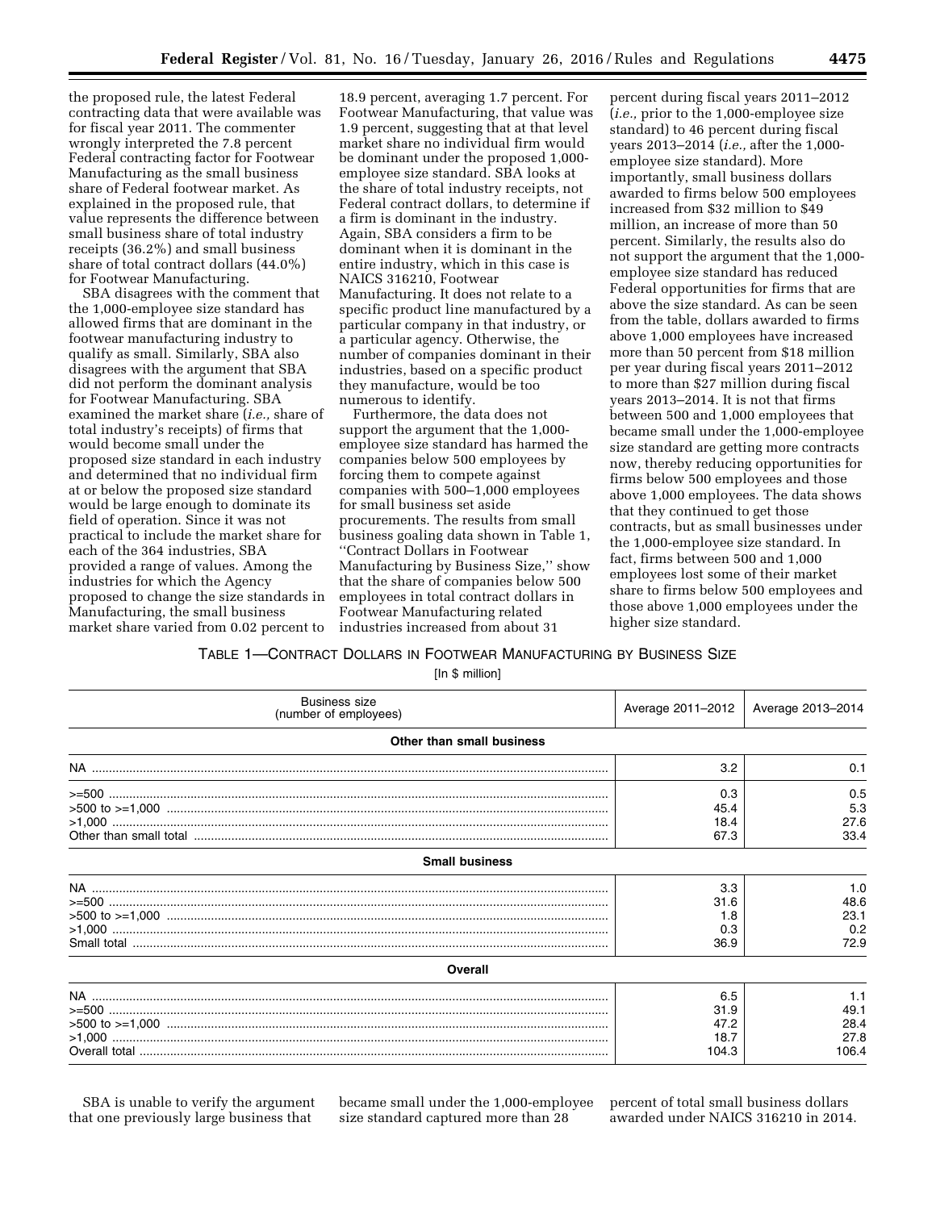the proposed rule, the latest Federal contracting data that were available was for fiscal year 2011. The commenter wrongly interpreted the 7.8 percent Federal contracting factor for Footwear Manufacturing as the small business share of Federal footwear market. As explained in the proposed rule, that value represents the difference between small business share of total industry receipts (36.2%) and small business share of total contract dollars (44.0%) for Footwear Manufacturing.

SBA disagrees with the comment that the 1,000-employee size standard has allowed firms that are dominant in the footwear manufacturing industry to qualify as small. Similarly, SBA also disagrees with the argument that SBA did not perform the dominant analysis for Footwear Manufacturing. SBA examined the market share (*i.e.,* share of total industry's receipts) of firms that would become small under the proposed size standard in each industry and determined that no individual firm at or below the proposed size standard would be large enough to dominate its field of operation. Since it was not practical to include the market share for each of the 364 industries, SBA provided a range of values. Among the industries for which the Agency proposed to change the size standards in Manufacturing, the small business market share varied from 0.02 percent to 18.9 percent, averaging 1.7 percent. For Footwear Manufacturing, that value was 1.9 percent, suggesting that at that level market share no individual firm would be dominant under the proposed 1,000-employee size standard. SBA looks at the share of total industry receipts, not Federal contract dollars, to determine if a firm is dominant in the industry. Again, SBA considers a firm to be dominant when it is dominant in the entire industry, which in this case is NAICS 316210, Footwear Manufacturing. It does not relate to a specific product line manufactured by a particular company in that industry, or a particular agency. Otherwise, the number of companies dominant in their industries, based on a specific product they manufacture, would be too numerous to identify.

Furthermore, the data does not support the argument that the 1,000-employee size standard has harmed the companies below 500 employees by forcing them to compete against companies with 500–1,000 employees for small business set aside procurements. The results from small business goaling data shown in Table 1, ''Contract Dollars in Footwear Manufacturing by Business Size,'' show that the share of companies below 500 employees in total contract dollars in Footwear Manufacturing related industries increased from about 31 percent during fiscal years 2011–2012 (*i.e.,* prior to the 1,000-employee size standard) to 46 percent during fiscal years 2013–2014 (*i.e.,* after the 1,000-employee size standard). More importantly, small business dollars awarded to firms below 500 employees increased from $32 million to $49 million, an increase of more than 50 percent. Similarly, the results also do not support the argument that the 1,000-employee size standard has reduced Federal opportunities for firms that are above the size standard. As can be seen from the table, dollars awarded to firms above 1,000 employees have increased more than 50 percent from $18 million per year during fiscal years 2011–2012 to more than $27 million during fiscal years 2013–2014. It is not that firms between 500 and 1,000 employees that became small under the 1,000-employee size standard are getting more contracts now, thereby reducing opportunities for firms below 500 employees and those above 1,000 employees. The data shows that they continued to get those contracts, but as small businesses under the 1,000-employee size standard. In fact, firms between 500 and 1,000 employees lost some of their market share to firms below 500 employees and those above 1,000 employees under the higher size standard.

TABLE 1—CONTRACT DOLLARS IN FOOTWEAR MANUFACTURING BY BUSINESS SIZE

[In $ million]

| Business size (number of employees) | Average 2011–2012 | Average 2013–2014 |
|---|---|---|
| **Other than small business** | | |
| NA | 3.2 | 0.1 |
| >=500 | 0.3 | 0.5 |
| >500 to >=1,000 | 45.4 | 5.3 |
| >1,000 | 18.4 | 27.6 |
| Other than small total | 67.3 | 33.4 |
| **Small business** | | |
| NA | 3.3 | 1.0 |
| >=500 | 31.6 | 48.6 |
| >500 to >=1,000 | 1.8 | 23.1 |
| >1,000 | 0.3 | 0.2 |
| Small total | 36.9 | 72.9 |
| **Overall** | | |
| NA | 6.5 | 1.1 |
| >=500 | 31.9 | 49.1 |
| >500 to >=1,000 | 47.2 | 28.4 |
| >1,000 | 18.7 | 27.8 |
| Overall total | 104.3 | 106.4 |

SBA is unable to verify the argument that one previously large business that became small under the 1,000-employee size standard captured more than 28 percent of total small business dollars awarded under NAICS 316210 in 2014.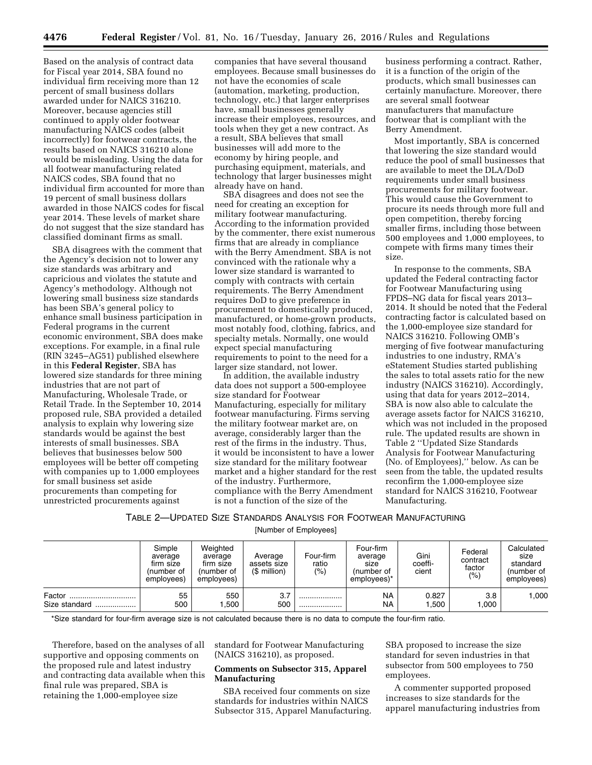Based on the analysis of contract data for Fiscal year 2014, SBA found no individual firm receiving more than 12 percent of small business dollars awarded under for NAICS 316210. Moreover, because agencies still continued to apply older footwear manufacturing NAICS codes (albeit incorrectly) for footwear contracts, the results based on NAICS 316210 alone would be misleading. Using the data for all footwear manufacturing related NAICS codes, SBA found that no individual firm accounted for more than 19 percent of small business dollars awarded in those NAICS codes for fiscal year 2014. These levels of market share do not suggest that the size standard has classified dominant firms as small.

SBA disagrees with the comment that the Agency's decision not to lower any size standards was arbitrary and capricious and violates the statute and Agency's methodology. Although not lowering small business size standards has been SBA's general policy to enhance small business participation in Federal programs in the current economic environment, SBA does make exceptions. For example, in a final rule (RIN 3245–AG51) published elsewhere in this **Federal Register**, SBA has lowered size standards for three mining industries that are not part of Manufacturing, Wholesale Trade, or Retail Trade. In the September 10, 2014 proposed rule, SBA provided a detailed analysis to explain why lowering size standards would be against the best interests of small businesses. SBA believes that businesses below 500 employees will be better off competing with companies up to 1,000 employees for small business set aside procurements than competing for unrestricted procurements against companies that have several thousand employees. Because small businesses do not have the economies of scale (automation, marketing, production, technology, etc.) that larger enterprises have, small businesses generally increase their employees, resources, and tools when they get a new contract. As a result, SBA believes that small businesses will add more to the economy by hiring people, and purchasing equipment, materials, and technology that larger businesses might already have on hand.

SBA disagrees and does not see the need for creating an exception for military footwear manufacturing. According to the information provided by the commenter, there exist numerous firms that are already in compliance with the Berry Amendment. SBA is not convinced with the rationale why a lower size standard is warranted to comply with contracts with certain requirements. The Berry Amendment requires DoD to give preference in procurement to domestically produced, manufactured, or home-grown products, most notably food, clothing, fabrics, and specialty metals. Normally, one would expect special manufacturing requirements to point to the need for a larger size standard, not lower.

In addition, the available industry data does not support a 500-employee size standard for Footwear Manufacturing, especially for military footwear manufacturing. Firms serving the military footwear market are, on average, considerably larger than the rest of the firms in the industry. Thus, it would be inconsistent to have a lower size standard for the military footwear market and a higher standard for the rest of the industry. Furthermore, compliance with the Berry Amendment is not a function of the size of the business performing a contract. Rather, it is a function of the origin of the products, which small businesses can certainly manufacture. Moreover, there are several small footwear manufacturers that manufacture footwear that is compliant with the Berry Amendment.

Most importantly, SBA is concerned that lowering the size standard would reduce the pool of small businesses that are available to meet the DLA/DoD requirements under small business procurements for military footwear. This would cause the Government to procure its needs through more full and open competition, thereby forcing smaller firms, including those between 500 employees and 1,000 employees, to compete with firms many times their size.

In response to the comments, SBA updated the Federal contracting factor for Footwear Manufacturing using FPDS–NG data for fiscal years 2013–2014. It should be noted that the Federal contracting factor is calculated based on the 1,000-employee size standard for NAICS 316210. Following OMB's merging of five footwear manufacturing industries to one industry, RMA's eStatement Studies started publishing the sales to total assets ratio for the new industry (NAICS 316210). Accordingly, using that data for years 2012–2014, SBA is now also able to calculate the average assets factor for NAICS 316210, which was not included in the proposed rule. The updated results are shown in Table 2 ''Updated Size Standards Analysis for Footwear Manufacturing (No. of Employees),'' below. As can be seen from the table, the updated results reconfirm the 1,000-employee size standard for NAICS 316210, Footwear Manufacturing.

TABLE 2—UPDATED SIZE STANDARDS ANALYSIS FOR FOOTWEAR MANUFACTURING

[Number of Employees]

| | Simple average firm size (number of employees) | Weighted average firm size (number of employees) | Average assets size ($ million) | Four-firm ratio (%) | Four-firm average size (number of employees)* | Gini coefficient | Federal contract factor (%) | Calculated size standard (number of employees) |
|---|---|---|---|---|---|---|---|---|
| Factor | 55 | 550 | 3.7 | .................... | NA | 0.827 | 3.8 | 1,000 |
| Size standard | 500 | 1,500 | 500 | .................... | NA | 1,500 | 1,000 | |

*Size standard for four-firm average size is not calculated because there is no data to compute the four-firm ratio.

Therefore, based on the analyses of all supportive and opposing comments on the proposed rule and latest industry and contracting data available when this final rule was prepared, SBA is retaining the 1,000-employee size standard for Footwear Manufacturing (NAICS 316210), as proposed.

**Comments on Subsector 315, Apparel Manufacturing**

SBA received four comments on size standards for industries within NAICS Subsector 315, Apparel Manufacturing. SBA proposed to increase the size standard for seven industries in that subsector from 500 employees to 750 employees.

A commenter supported proposed increases to size standards for the apparel manufacturing industries from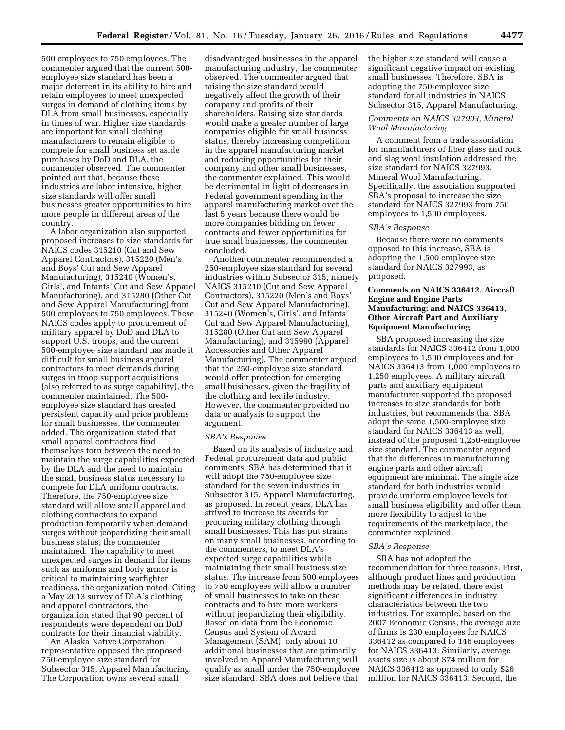500 employees to 750 employees. The commenter argued that the current 500-employee size standard has been a major deterrent in its ability to hire and retain employees to meet unexpected surges in demand of clothing items by DLA from small businesses, especially in times of war. Higher size standards are important for small clothing manufacturers to remain eligible to compete for small business set aside purchases by DoD and DLA, the commenter observed. The commenter pointed out that, because these industries are labor intensive, higher size standards will offer small businesses greater opportunities to hire more people in different areas of the country.

A labor organization also supported proposed increases to size standards for NAICS codes 315210 (Cut and Sew Apparel Contractors), 315220 (Men's and Boys' Cut and Sew Apparel Manufacturing), 315240 (Women's, Girls', and Infants' Cut and Sew Apparel Manufacturing), and 315280 (Other Cut and Sew Apparel Manufacturing) from 500 employees to 750 employees. These NAICS codes apply to procurement of military apparel by DoD and DLA to support U.S. troops, and the current 500-employee size standard has made it difficult for small business apparel contractors to meet demands during surges in troop support acquisitions (also referred to as surge capability), the commenter maintained. The 500-employee size standard has created persistent capacity and price problems for small businesses, the commenter added. The organization stated that small apparel contractors find themselves torn between the need to maintain the surge capabilities expected by the DLA and the need to maintain the small business status necessary to compete for DLA uniform contracts. Therefore, the 750-employee size standard will allow small apparel and clothing contractors to expand production temporarily when demand surges without jeopardizing their small business status, the commenter maintained. The capability to meet unexpected surges in demand for items such as uniforms and body armor is critical to maintaining warfighter readiness, the organization noted. Citing a May 2013 survey of DLA's clothing and apparel contractors, the organization stated that 90 percent of respondents were dependent on DoD contracts for their financial viability.

An Alaska Native Corporation representative opposed the proposed 750-employee size standard for Subsector 315, Apparel Manufacturing. The Corporation owns several small disadvantaged businesses in the apparel manufacturing industry, the commenter observed. The commenter argued that raising the size standard would negatively affect the growth of their company and profits of their shareholders. Raising size standards would make a greater number of large companies eligible for small business status, thereby increasing competition in the apparel manufacturing market and reducing opportunities for their company and other small businesses, the commenter explained. This would be detrimental in light of decreases in Federal government spending in the apparel manufacturing market over the last 5 years because there would be more companies bidding on fewer contracts and fewer opportunities for true small businesses, the commenter concluded.

Another commenter recommended a 250-employee size standard for several industries within Subsector 315, namely NAICS 315210 (Cut and Sew Apparel Contractors), 315220 (Men's and Boys' Cut and Sew Apparel Manufacturing), 315240 (Women's, Girls', and Infants' Cut and Sew Apparel Manufacturing), 315280 (Other Cut and Sew Apparel Manufacturing), and 315990 (Apparel Accessories and Other Apparel Manufacturing). The commenter argued that the 250-employee size standard would offer protection for emerging small businesses, given the fragility of the clothing and textile industry. However, the commenter provided no data or analysis to support the argument.

*SBA's Response*

Based on its analysis of industry and Federal procurement data and public comments, SBA has determined that it will adopt the 750-employee size standard for the seven industries in Subsector 315, Apparel Manufacturing, as proposed. In recent years, DLA has strived to increase its awards for procuring military clothing through small businesses. This has put strains on many small businesses, according to the commenters, to meet DLA's expected surge capabilities while maintaining their small business size status. The increase from 500 employees to 750 employees will allow a number of small businesses to take on these contracts and to hire more workers without jeopardizing their eligibility. Based on data from the Economic Census and System of Award Management (SAM), only about 10 additional businesses that are primarily involved in Apparel Manufacturing will qualify as small under the 750-employee size standard. SBA does not believe that the higher size standard will cause a significant negative impact on existing small businesses. Therefore, SBA is adopting the 750-employee size standard for all industries in NAICS Subsector 315, Apparel Manufacturing.

*Comments on NAICS 327993, Mineral Wool Manufacturing*

A comment from a trade association for manufacturers of fiber glass and rock and slag wool insulation addressed the size standard for NAICS 327993, Mineral Wool Manufacturing. Specifically, the association supported SBA's proposal to increase the size standard for NAICS 327993 from 750 employees to 1,500 employees.

*SBA's Response*

Because there were no comments opposed to this increase, SBA is adopting the 1,500 employee size standard for NAICS 327993, as proposed.

**Comments on NAICS 336412, Aircraft Engine and Engine Parts Manufacturing; and NAICS 336413, Other Aircraft Part and Auxiliary Equipment Manufacturing**

SBA proposed increasing the size standards for NAICS 336412 from 1,000 employees to 1,500 employees and for NAICS 336413 from 1,000 employees to 1,250 employees. A military aircraft parts and auxiliary equipment manufacturer supported the proposed increases to size standards for both industries, but recommends that SBA adopt the same 1,500-employee size standard for NAICS 336413 as well, instead of the proposed 1,250-employee size standard. The commenter argued that the differences in manufacturing engine parts and other aircraft equipment are minimal. The single size standard for both industries would provide uniform employee levels for small business eligibility and offer them more flexibility to adjust to the requirements of the marketplace, the commenter explained.

*SBA's Response*

SBA has not adopted the recommendation for three reasons. First, although product lines and production methods may be related, there exist significant differences in industry characteristics between the two industries. For example, based on the 2007 Economic Census, the average size of firms is 230 employees for NAICS 336412 as compared to 146 employees for NAICS 336413. Similarly, average assets size is about $74 million for NAICS 336412 as opposed to only $26 million for NAICS 336413. Second, the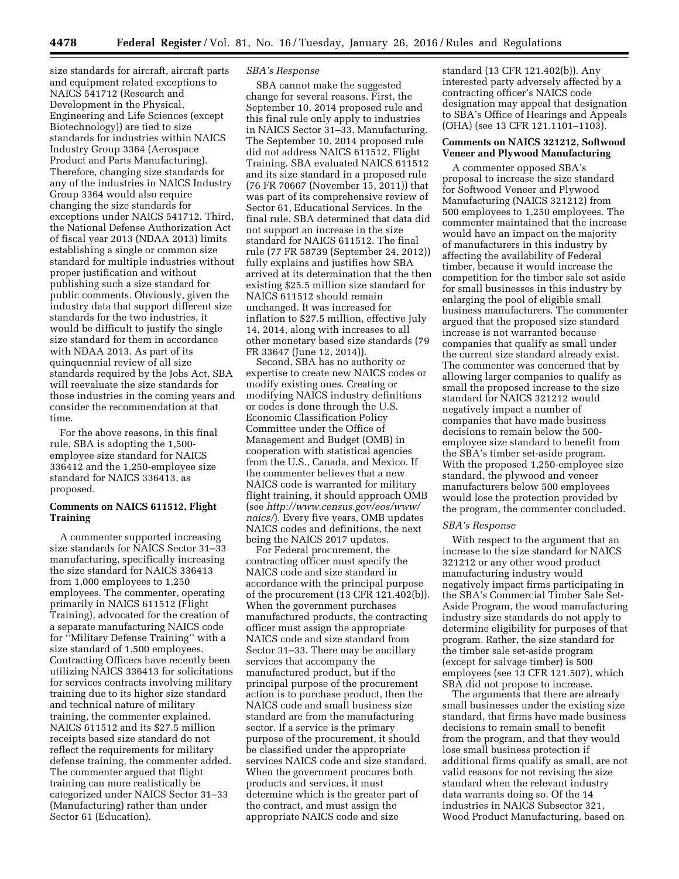size standards for aircraft, aircraft parts and equipment related exceptions to NAICS 541712 (Research and Development in the Physical, Engineering and Life Sciences (except Biotechnology)) are tied to size standards for industries within NAICS Industry Group 3364 (Aerospace Product and Parts Manufacturing). Therefore, changing size standards for any of the industries in NAICS Industry Group 3364 would also require changing the size standards for exceptions under NAICS 541712. Third, the National Defense Authorization Act of fiscal year 2013 (NDAA 2013) limits establishing a single or common size standard for multiple industries without proper justification and without publishing such a size standard for public comments. Obviously, given the industry data that support different size standards for the two industries, it would be difficult to justify the single size standard for them in accordance with NDAA 2013. As part of its quinquennial review of all size standards required by the Jobs Act, SBA will reevaluate the size standards for those industries in the coming years and consider the recommendation at that time.

For the above reasons, in this final rule, SBA is adopting the 1,500-employee size standard for NAICS 336412 and the 1,250-employee size standard for NAICS 336413, as proposed.

### Comments on NAICS 611512, Flight Training

A commenter supported increasing size standards for NAICS Sector 31–33 manufacturing, specifically increasing the size standard for NAICS 336413 from 1,000 employees to 1,250 employees. The commenter, operating primarily in NAICS 611512 (Flight Training), advocated for the creation of a separate manufacturing NAICS code for "Military Defense Training" with a size standard of 1,500 employees. Contracting Officers have recently been utilizing NAICS 336413 for solicitations for services contracts involving military training due to its higher size standard and technical nature of military training, the commenter explained. NAICS 611512 and its $27.5 million receipts based size standard do not reflect the requirements for military defense training, the commenter added. The commenter argued that flight training can more realistically be categorized under NAICS Sector 31–33 (Manufacturing) rather than under Sector 61 (Education).

*SBA's Response*

SBA cannot make the suggested change for several reasons. First, the September 10, 2014 proposed rule and this final rule only apply to industries in NAICS Sector 31–33, Manufacturing. The September 10, 2014 proposed rule did not address NAICS 611512, Flight Training. SBA evaluated NAICS 611512 and its size standard in a proposed rule (76 FR 70667 (November 15, 2011)) that was part of its comprehensive review of Sector 61, Educational Services. In the final rule, SBA determined that data did not support an increase in the size standard for NAICS 611512. The final rule (77 FR 58739 (September 24, 2012)) fully explains and justifies how SBA arrived at its determination that the then existing $25.5 million size standard for NAICS 611512 should remain unchanged. It was increased for inflation to $27.5 million, effective July 14, 2014, along with increases to all other monetary based size standards (79 FR 33647 (June 12, 2014)).

Second, SBA has no authority or expertise to create new NAICS codes or modify existing ones. Creating or modifying NAICS industry definitions or codes is done through the U.S. Economic Classification Policy Committee under the Office of Management and Budget (OMB) in cooperation with statistical agencies from the U.S., Canada, and Mexico. If the commenter believes that a new NAICS code is warranted for military flight training, it should approach OMB (see *http://www.census.gov/eos/www/naics/*). Every five years, OMB updates NAICS codes and definitions, the next being the NAICS 2017 updates.

For Federal procurement, the contracting officer must specify the NAICS code and size standard in accordance with the principal purpose of the procurement (13 CFR 121.402(b)). When the government purchases manufactured products, the contracting officer must assign the appropriate NAICS code and size standard from Sector 31–33. There may be ancillary services that accompany the manufactured product, but if the principal purpose of the procurement action is to purchase product, then the NAICS code and small business size standard are from the manufacturing sector. If a service is the primary purpose of the procurement, it should be classified under the appropriate services NAICS code and size standard. When the government procures both products and services, it must determine which is the greater part of the contract, and must assign the appropriate NAICS code and size standard (13 CFR 121.402(b)). Any interested party adversely affected by a contracting officer's NAICS code designation may appeal that designation to SBA's Office of Hearings and Appeals (OHA) (see 13 CFR 121.1101–1103).

### Comments on NAICS 321212, Softwood Veneer and Plywood Manufacturing

A commenter opposed SBA's proposal to increase the size standard for Softwood Veneer and Plywood Manufacturing (NAICS 321212) from 500 employees to 1,250 employees. The commenter maintained that the increase would have an impact on the majority of manufacturers in this industry by affecting the availability of Federal timber, because it would increase the competition for the timber sale set aside for small businesses in this industry by enlarging the pool of eligible small business manufacturers. The commenter argued that the proposed size standard increase is not warranted because companies that qualify as small under the current size standard already exist. The commenter was concerned that by allowing larger companies to qualify as small the proposed increase to the size standard for NAICS 321212 would negatively impact a number of companies that have made business decisions to remain below the 500-employee size standard to benefit from the SBA's timber set-aside program. With the proposed 1,250-employee size standard, the plywood and veneer manufacturers below 500 employees would lose the protection provided by the program, the commenter concluded.

*SBA's Response*

With respect to the argument that an increase to the size standard for NAICS 321212 or any other wood product manufacturing industry would negatively impact firms participating in the SBA's Commercial Timber Sale Set-Aside Program, the wood manufacturing industry size standards do not apply to determine eligibility for purposes of that program. Rather, the size standard for the timber sale set-aside program (except for salvage timber) is 500 employees (see 13 CFR 121.507), which SBA did not propose to increase.

The arguments that there are already small businesses under the existing size standard, that firms have made business decisions to remain small to benefit from the program, and that they would lose small business protection if additional firms qualify as small, are not valid reasons for not revising the size standard when the relevant industry data warrants doing so. Of the 14 industries in NAICS Subsector 321, Wood Product Manufacturing, based on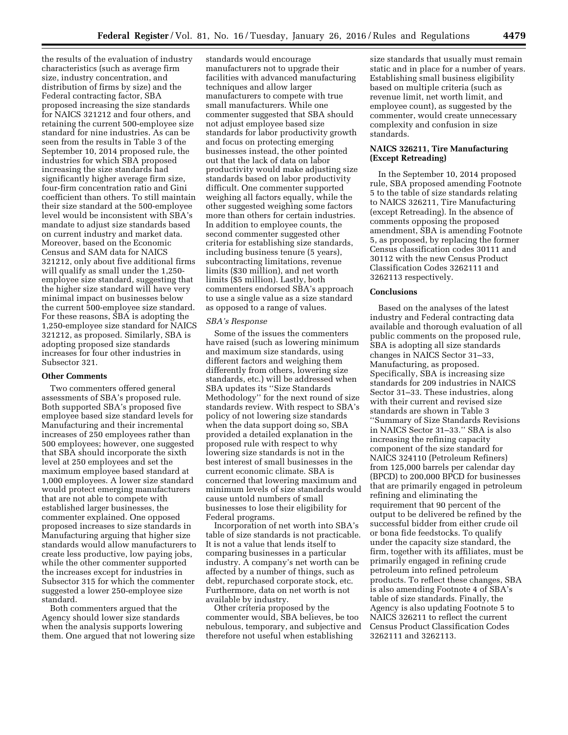the results of the evaluation of industry characteristics (such as average firm size, industry concentration, and distribution of firms by size) and the Federal contracting factor, SBA proposed increasing the size standards for NAICS 321212 and four others, and retaining the current 500-employee size standard for nine industries. As can be seen from the results in Table 3 of the September 10, 2014 proposed rule, the industries for which SBA proposed increasing the size standards had significantly higher average firm size, four-firm concentration ratio and Gini coefficient than others. To still maintain their size standard at the 500-employee level would be inconsistent with SBA's mandate to adjust size standards based on current industry and market data. Moreover, based on the Economic Census and SAM data for NAICS 321212, only about five additional firms will qualify as small under the 1,250-employee size standard, suggesting that the higher size standard will have very minimal impact on businesses below the current 500-employee size standard. For these reasons, SBA is adopting the 1,250-employee size standard for NAICS 321212, as proposed. Similarly, SBA is adopting proposed size standards increases for four other industries in Subsector 321.

### Other Comments

Two commenters offered general assessments of SBA's proposed rule. Both supported SBA's proposed five employee based size standard levels for Manufacturing and their incremental increases of 250 employees rather than 500 employees; however, one suggested that SBA should incorporate the sixth level at 250 employees and set the maximum employee based standard at 1,000 employees. A lower size standard would protect emerging manufacturers that are not able to compete with established larger businesses, the commenter explained. One opposed proposed increases to size standards in Manufacturing arguing that higher size standards would allow manufacturers to create less productive, low paying jobs, while the other commenter supported the increases except for industries in Subsector 315 for which the commenter suggested a lower 250-employee size standard.

Both commenters argued that the Agency should lower size standards when the analysis supports lowering them. One argued that not lowering size standards would encourage manufacturers not to upgrade their facilities with advanced manufacturing techniques and allow larger manufacturers to compete with true small manufacturers. While one commenter suggested that SBA should not adjust employee based size standards for labor productivity growth and focus on protecting emerging businesses instead, the other pointed out that the lack of data on labor productivity would make adjusting size standards based on labor productivity difficult. One commenter supported weighing all factors equally, while the other suggested weighing some factors more than others for certain industries. In addition to employee counts, the second commenter suggested other criteria for establishing size standards, including business tenure (5 years), subcontracting limitations, revenue limits ($30 million), and net worth limits ($5 million). Lastly, both commenters endorsed SBA's approach to use a single value as a size standard as opposed to a range of values.

*SBA's Response*

Some of the issues the commenters have raised (such as lowering minimum and maximum size standards, using different factors and weighing them differently from others, lowering size standards, etc.) will be addressed when SBA updates its ''Size Standards Methodology'' for the next round of size standards review. With respect to SBA's policy of not lowering size standards when the data support doing so, SBA provided a detailed explanation in the proposed rule with respect to why lowering size standards is not in the best interest of small businesses in the current economic climate. SBA is concerned that lowering maximum and minimum levels of size standards would cause untold numbers of small businesses to lose their eligibility for Federal programs.

Incorporation of net worth into SBA's table of size standards is not practicable. It is not a value that lends itself to comparing businesses in a particular industry. A company's net worth can be affected by a number of things, such as debt, repurchased corporate stock, etc. Furthermore, data on net worth is not available by industry.

Other criteria proposed by the commenter would, SBA believes, be too nebulous, temporary, and subjective and therefore not useful when establishing size standards that usually must remain static and in place for a number of years. Establishing small business eligibility based on multiple criteria (such as revenue limit, net worth limit, and employee count), as suggested by the commenter, would create unnecessary complexity and confusion in size standards.

### NAICS 326211, Tire Manufacturing (Except Retreading)

In the September 10, 2014 proposed rule, SBA proposed amending Footnote 5 to the table of size standards relating to NAICS 326211, Tire Manufacturing (except Retreading). In the absence of comments opposing the proposed amendment, SBA is amending Footnote 5, as proposed, by replacing the former Census classification codes 30111 and 30112 with the new Census Product Classification Codes 3262111 and 3262113 respectively.

### Conclusions

Based on the analyses of the latest industry and Federal contracting data available and thorough evaluation of all public comments on the proposed rule, SBA is adopting all size standards changes in NAICS Sector 31–33, Manufacturing, as proposed. Specifically, SBA is increasing size standards for 209 industries in NAICS Sector 31–33. These industries, along with their current and revised size standards are shown in Table 3 ''Summary of Size Standards Revisions in NAICS Sector 31–33.'' SBA is also increasing the refining capacity component of the size standard for NAICS 324110 (Petroleum Refiners) from 125,000 barrels per calendar day (BPCD) to 200,000 BPCD for businesses that are primarily engaged in petroleum refining and eliminating the requirement that 90 percent of the output to be delivered be refined by the successful bidder from either crude oil or bona fide feedstocks. To qualify under the capacity size standard, the firm, together with its affiliates, must be primarily engaged in refining crude petroleum into refined petroleum products. To reflect these changes, SBA is also amending Footnote 4 of SBA's table of size standards. Finally, the Agency is also updating Footnote 5 to NAICS 326211 to reflect the current Census Product Classification Codes 3262111 and 3262113.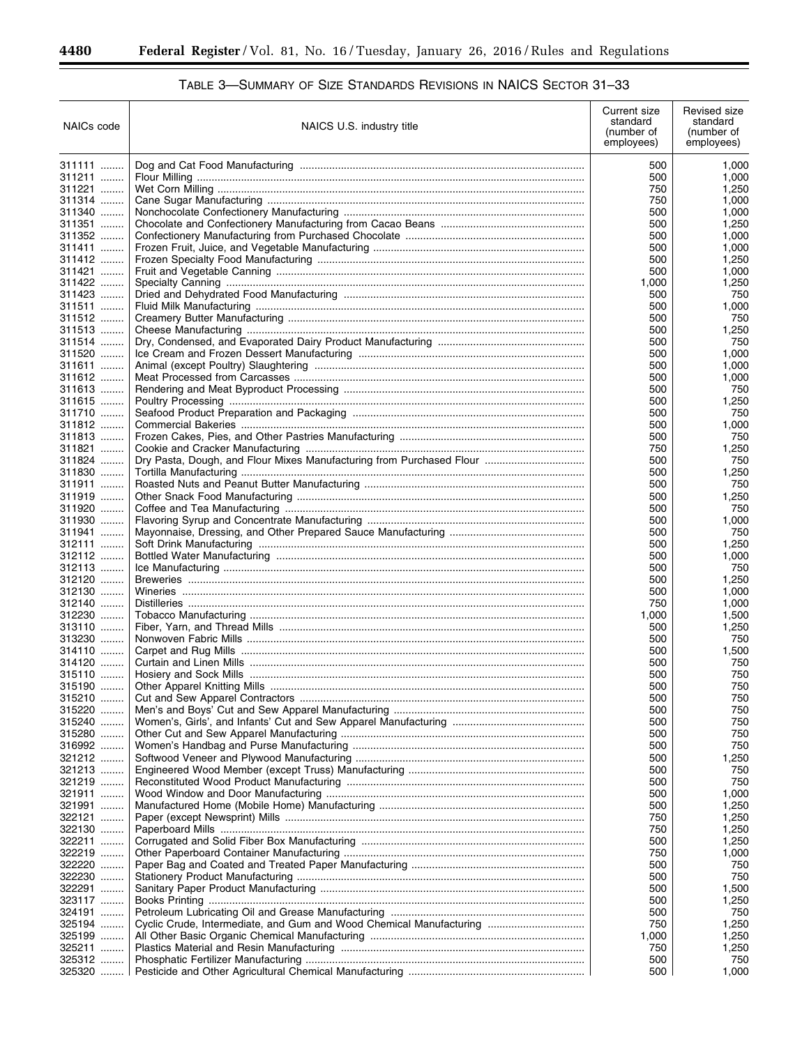TABLE 3—SUMMARY OF SIZE STANDARDS REVISIONS IN NAICS SECTOR 31–33

| NAICs code | NAICS U.S. industry title | Current size standard (number of employees) | Revised size standard (number of employees) |
| --- | --- | --- | --- |
| 311111 | Dog and Cat Food Manufacturing | 500 | 1,000 |
| 311211 | Flour Milling | 500 | 1,000 |
| 311221 | Wet Corn Milling | 750 | 1,250 |
| 311314 | Cane Sugar Manufacturing | 750 | 1,000 |
| 311340 | Nonchocolate Confectionery Manufacturing | 500 | 1,000 |
| 311351 | Chocolate and Confectionery Manufacturing from Cacao Beans | 500 | 1,250 |
| 311352 | Confectionery Manufacturing from Purchased Chocolate | 500 | 1,000 |
| 311411 | Frozen Fruit, Juice, and Vegetable Manufacturing | 500 | 1,000 |
| 311412 | Frozen Specialty Food Manufacturing | 500 | 1,250 |
| 311421 | Fruit and Vegetable Canning | 500 | 1,000 |
| 311422 | Specialty Canning | 1,000 | 1,250 |
| 311423 | Dried and Dehydrated Food Manufacturing | 500 | 750 |
| 311511 | Fluid Milk Manufacturing | 500 | 1,000 |
| 311512 | Creamery Butter Manufacturing | 500 | 750 |
| 311513 | Cheese Manufacturing | 500 | 1,250 |
| 311514 | Dry, Condensed, and Evaporated Dairy Product Manufacturing | 500 | 750 |
| 311520 | Ice Cream and Frozen Dessert Manufacturing | 500 | 1,000 |
| 311611 | Animal (except Poultry) Slaughtering | 500 | 1,000 |
| 311612 | Meat Processed from Carcasses | 500 | 1,000 |
| 311613 | Rendering and Meat Byproduct Processing | 500 | 750 |
| 311615 | Poultry Processing | 500 | 1,250 |
| 311710 | Seafood Product Preparation and Packaging | 500 | 750 |
| 311812 | Commercial Bakeries | 500 | 1,000 |
| 311813 | Frozen Cakes, Pies, and Other Pastries Manufacturing | 500 | 750 |
| 311821 | Cookie and Cracker Manufacturing | 750 | 1,250 |
| 311824 | Dry Pasta, Dough, and Flour Mixes Manufacturing from Purchased Flour | 500 | 750 |
| 311830 | Tortilla Manufacturing | 500 | 1,250 |
| 311911 | Roasted Nuts and Peanut Butter Manufacturing | 500 | 750 |
| 311919 | Other Snack Food Manufacturing | 500 | 1,250 |
| 311920 | Coffee and Tea Manufacturing | 500 | 750 |
| 311930 | Flavoring Syrup and Concentrate Manufacturing | 500 | 1,000 |
| 311941 | Mayonnaise, Dressing, and Other Prepared Sauce Manufacturing | 500 | 750 |
| 312111 | Soft Drink Manufacturing | 500 | 1,250 |
| 312112 | Bottled Water Manufacturing | 500 | 1,000 |
| 312113 | Ice Manufacturing | 500 | 750 |
| 312120 | Breweries | 500 | 1,250 |
| 312130 | Wineries | 500 | 1,000 |
| 312140 | Distilleries | 750 | 1,000 |
| 312230 | Tobacco Manufacturing | 1,000 | 1,500 |
| 313110 | Fiber, Yarn, and Thread Mills | 500 | 1,250 |
| 313230 | Nonwoven Fabric Mills | 500 | 750 |
| 314110 | Carpet and Rug Mills | 500 | 1,500 |
| 314120 | Curtain and Linen Mills | 500 | 750 |
| 315110 | Hosiery and Sock Mills | 500 | 750 |
| 315190 | Other Apparel Knitting Mills | 500 | 750 |
| 315210 | Cut and Sew Apparel Contractors | 500 | 750 |
| 315220 | Men's and Boys' Cut and Sew Apparel Manufacturing | 500 | 750 |
| 315240 | Women's, Girls', and Infants' Cut and Sew Apparel Manufacturing | 500 | 750 |
| 315280 | Other Cut and Sew Apparel Manufacturing | 500 | 750 |
| 316992 | Women's Handbag and Purse Manufacturing | 500 | 750 |
| 321212 | Softwood Veneer and Plywood Manufacturing | 500 | 1,250 |
| 321213 | Engineered Wood Member (except Truss) Manufacturing | 500 | 750 |
| 321219 | Reconstituted Wood Product Manufacturing | 500 | 750 |
| 321911 | Wood Window and Door Manufacturing | 500 | 1,000 |
| 321991 | Manufactured Home (Mobile Home) Manufacturing | 500 | 1,250 |
| 322121 | Paper (except Newsprint) Mills | 750 | 1,250 |
| 322130 | Paperboard Mills | 750 | 1,250 |
| 322211 | Corrugated and Solid Fiber Box Manufacturing | 500 | 1,250 |
| 322219 | Other Paperboard Container Manufacturing | 750 | 1,000 |
| 322220 | Paper Bag and Coated and Treated Paper Manufacturing | 500 | 750 |
| 322230 | Stationery Product Manufacturing | 500 | 750 |
| 322291 | Sanitary Paper Product Manufacturing | 500 | 1,500 |
| 323117 | Books Printing | 500 | 1,250 |
| 324191 | Petroleum Lubricating Oil and Grease Manufacturing | 500 | 750 |
| 325194 | Cyclic Crude, Intermediate, and Gum and Wood Chemical Manufacturing | 750 | 1,250 |
| 325199 | All Other Basic Organic Chemical Manufacturing | 1,000 | 1,250 |
| 325211 | Plastics Material and Resin Manufacturing | 750 | 1,250 |
| 325312 | Phosphatic Fertilizer Manufacturing | 500 | 750 |
| 325320 | Pesticide and Other Agricultural Chemical Manufacturing | 500 | 1,000 |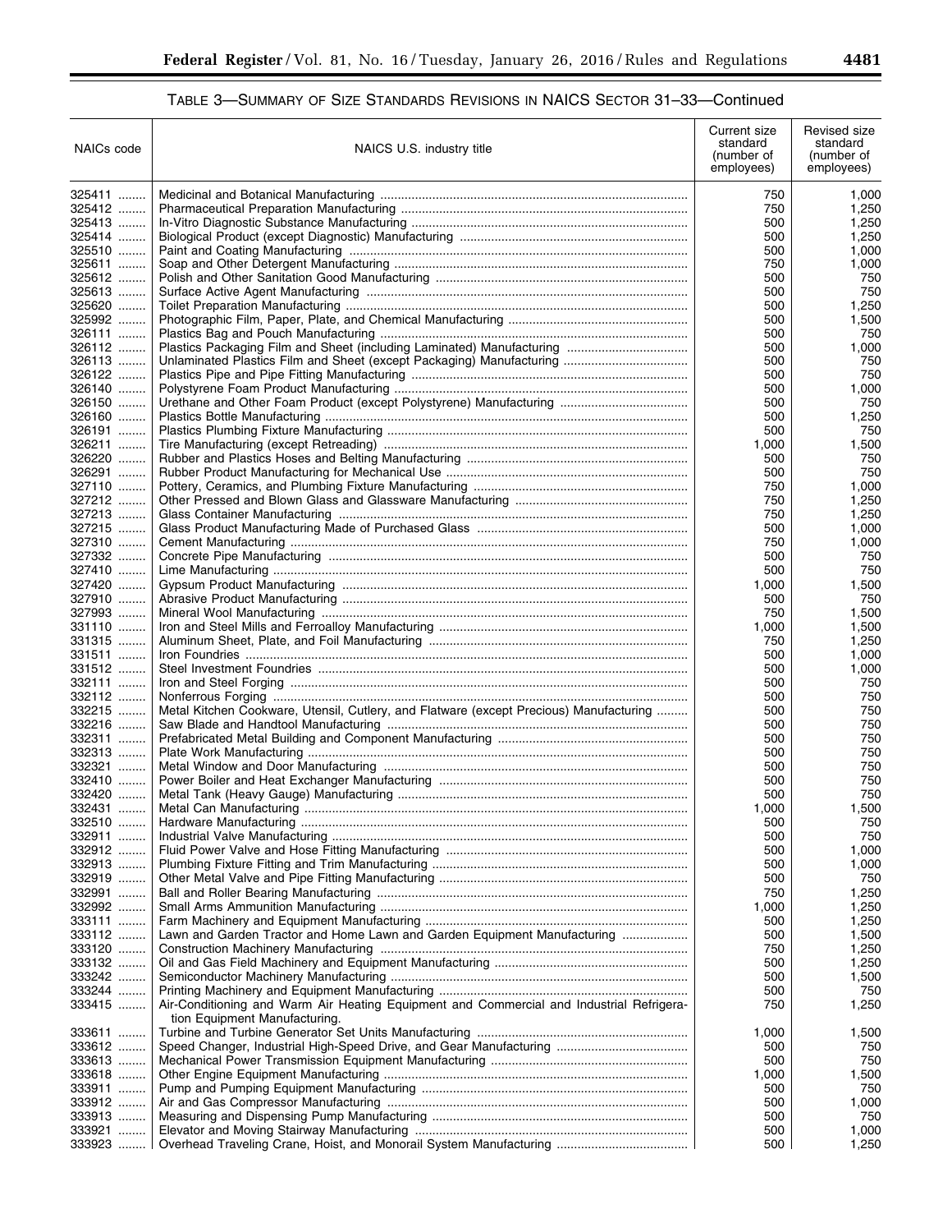TABLE 3—SUMMARY OF SIZE STANDARDS REVISIONS IN NAICS SECTOR 31–33—Continued

| NAICs code | NAICS U.S. industry title | Current size standard (number of employees) | Revised size standard (number of employees) |
|---|---|---|---|
| 325411 | Medicinal and Botanical Manufacturing | 750 | 1,000 |
| 325412 | Pharmaceutical Preparation Manufacturing | 750 | 1,250 |
| 325413 | In-Vitro Diagnostic Substance Manufacturing | 500 | 1,250 |
| 325414 | Biological Product (except Diagnostic) Manufacturing | 500 | 1,250 |
| 325510 | Paint and Coating Manufacturing | 500 | 1,000 |
| 325611 | Soap and Other Detergent Manufacturing | 750 | 1,000 |
| 325612 | Polish and Other Sanitation Good Manufacturing | 500 | 750 |
| 325613 | Surface Active Agent Manufacturing | 500 | 750 |
| 325620 | Toilet Preparation Manufacturing | 500 | 1,250 |
| 325992 | Photographic Film, Paper, Plate, and Chemical Manufacturing | 500 | 1,500 |
| 326111 | Plastics Bag and Pouch Manufacturing | 500 | 750 |
| 326112 | Plastics Packaging Film and Sheet (including Laminated) Manufacturing | 500 | 1,000 |
| 326113 | Unlaminated Plastics Film and Sheet (except Packaging) Manufacturing | 500 | 750 |
| 326122 | Plastics Pipe and Pipe Fitting Manufacturing | 500 | 750 |
| 326140 | Polystyrene Foam Product Manufacturing | 500 | 1,000 |
| 326150 | Urethane and Other Foam Product (except Polystyrene) Manufacturing | 500 | 750 |
| 326160 | Plastics Bottle Manufacturing | 500 | 1,250 |
| 326191 | Plastics Plumbing Fixture Manufacturing | 500 | 750 |
| 326211 | Tire Manufacturing (except Retreading) | 1,000 | 1,500 |
| 326220 | Rubber and Plastics Hoses and Belting Manufacturing | 500 | 750 |
| 326291 | Rubber Product Manufacturing for Mechanical Use | 500 | 750 |
| 327110 | Pottery, Ceramics, and Plumbing Fixture Manufacturing | 750 | 1,000 |
| 327212 | Other Pressed and Blown Glass and Glassware Manufacturing | 750 | 1,250 |
| 327213 | Glass Container Manufacturing | 750 | 1,250 |
| 327215 | Glass Product Manufacturing Made of Purchased Glass | 500 | 1,000 |
| 327310 | Cement Manufacturing | 750 | 1,000 |
| 327332 | Concrete Pipe Manufacturing | 500 | 750 |
| 327410 | Lime Manufacturing | 500 | 750 |
| 327420 | Gypsum Product Manufacturing | 1,000 | 1,500 |
| 327910 | Abrasive Product Manufacturing | 500 | 750 |
| 327993 | Mineral Wool Manufacturing | 750 | 1,500 |
| 331110 | Iron and Steel Mills and Ferroalloy Manufacturing | 1,000 | 1,500 |
| 331315 | Aluminum Sheet, Plate, and Foil Manufacturing | 750 | 1,250 |
| 331511 | Iron Foundries | 500 | 1,000 |
| 331512 | Steel Investment Foundries | 500 | 1,000 |
| 332111 | Iron and Steel Forging | 500 | 750 |
| 332112 | Nonferrous Forging | 500 | 750 |
| 332215 | Metal Kitchen Cookware, Utensil, Cutlery, and Flatware (except Precious) Manufacturing | 500 | 750 |
| 332216 | Saw Blade and Handtool Manufacturing | 500 | 750 |
| 332311 | Prefabricated Metal Building and Component Manufacturing | 500 | 750 |
| 332313 | Plate Work Manufacturing | 500 | 750 |
| 332321 | Metal Window and Door Manufacturing | 500 | 750 |
| 332410 | Power Boiler and Heat Exchanger Manufacturing | 500 | 750 |
| 332420 | Metal Tank (Heavy Gauge) Manufacturing | 500 | 750 |
| 332431 | Metal Can Manufacturing | 1,000 | 1,500 |
| 332510 | Hardware Manufacturing | 500 | 750 |
| 332911 | Industrial Valve Manufacturing | 500 | 750 |
| 332912 | Fluid Power Valve and Hose Fitting Manufacturing | 500 | 1,000 |
| 332913 | Plumbing Fixture Fitting and Trim Manufacturing | 500 | 1,000 |
| 332919 | Other Metal Valve and Pipe Fitting Manufacturing | 500 | 750 |
| 332991 | Ball and Roller Bearing Manufacturing | 750 | 1,250 |
| 332992 | Small Arms Ammunition Manufacturing | 1,000 | 1,250 |
| 333111 | Farm Machinery and Equipment Manufacturing | 500 | 1,250 |
| 333112 | Lawn and Garden Tractor and Home Lawn and Garden Equipment Manufacturing | 500 | 1,500 |
| 333120 | Construction Machinery Manufacturing | 750 | 1,250 |
| 333132 | Oil and Gas Field Machinery and Equipment Manufacturing | 500 | 1,250 |
| 333242 | Semiconductor Machinery Manufacturing | 500 | 1,500 |
| 333244 | Printing Machinery and Equipment Manufacturing | 500 | 750 |
| 333415 | Air-Conditioning and Warm Air Heating Equipment and Commercial and Industrial Refrigeration Equipment Manufacturing. | 750 | 1,250 |
| 333611 | Turbine and Turbine Generator Set Units Manufacturing | 1,000 | 1,500 |
| 333612 | Speed Changer, Industrial High-Speed Drive, and Gear Manufacturing | 500 | 750 |
| 333613 | Mechanical Power Transmission Equipment Manufacturing | 500 | 750 |
| 333618 | Other Engine Equipment Manufacturing | 1,000 | 1,500 |
| 333911 | Pump and Pumping Equipment Manufacturing | 500 | 750 |
| 333912 | Air and Gas Compressor Manufacturing | 500 | 1,000 |
| 333913 | Measuring and Dispensing Pump Manufacturing | 500 | 750 |
| 333921 | Elevator and Moving Stairway Manufacturing | 500 | 1,000 |
| 333923 | Overhead Traveling Crane, Hoist, and Monorail System Manufacturing | 500 | 1,250 |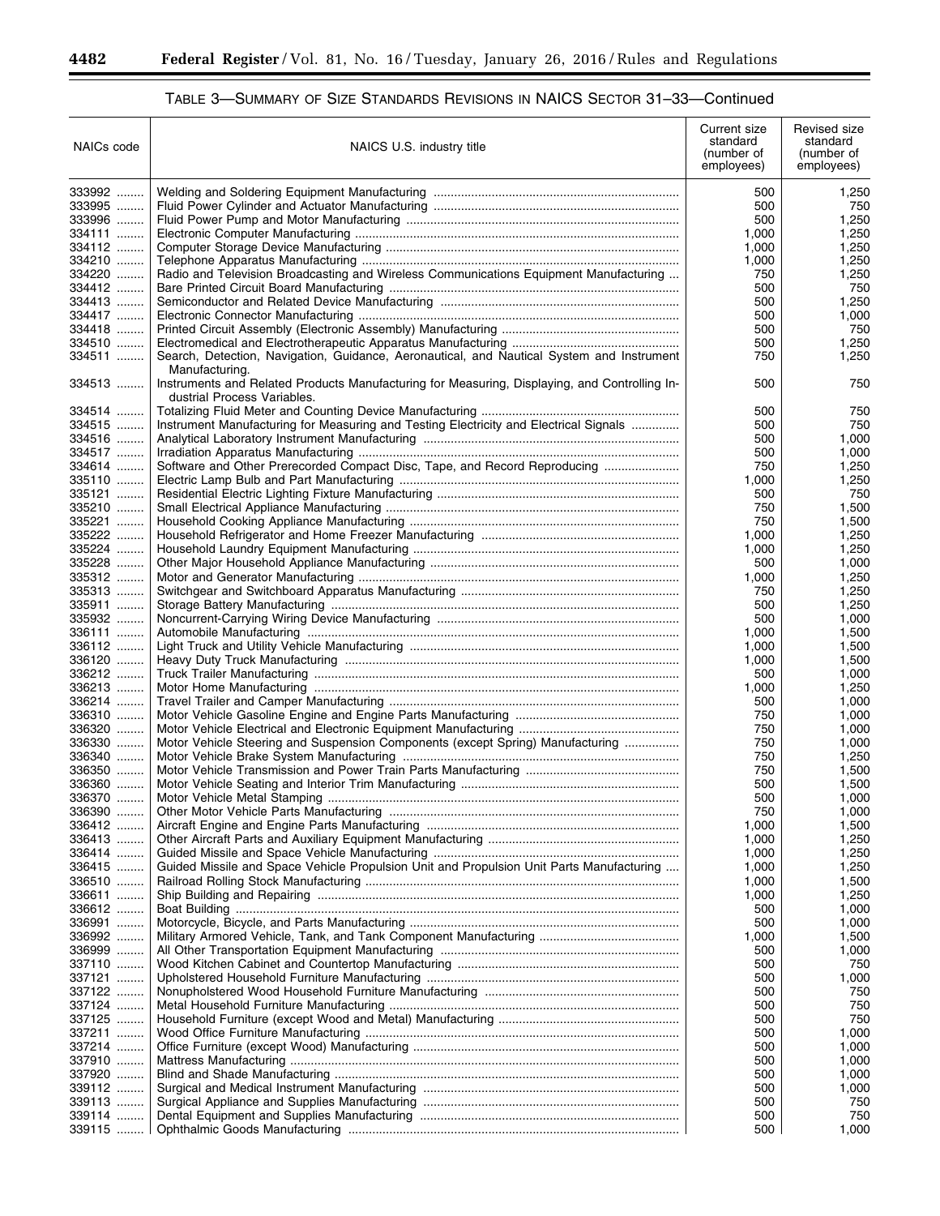## TABLE 3—SUMMARY OF SIZE STANDARDS REVISIONS IN NAICS SECTOR 31–33—Continued

| NAICs code | NAICS U.S. industry title | Current size standard (number of employees) | Revised size standard (number of employees) |
|---|---|---|---|
| 333992 | Welding and Soldering Equipment Manufacturing | 500 | 1,250 |
| 333995 | Fluid Power Cylinder and Actuator Manufacturing | 500 | 750 |
| 333996 | Fluid Power Pump and Motor Manufacturing | 500 | 1,250 |
| 334111 | Electronic Computer Manufacturing | 1,000 | 1,250 |
| 334112 | Computer Storage Device Manufacturing | 1,000 | 1,250 |
| 334210 | Telephone Apparatus Manufacturing | 1,000 | 1,250 |
| 334220 | Radio and Television Broadcasting and Wireless Communications Equipment Manufacturing | 750 | 1,250 |
| 334412 | Bare Printed Circuit Board Manufacturing | 500 | 750 |
| 334413 | Semiconductor and Related Device Manufacturing | 500 | 1,250 |
| 334417 | Electronic Connector Manufacturing | 500 | 1,000 |
| 334418 | Printed Circuit Assembly (Electronic Assembly) Manufacturing | 500 | 750 |
| 334510 | Electromedical and Electrotherapeutic Apparatus Manufacturing | 500 | 1,250 |
| 334511 | Search, Detection, Navigation, Guidance, Aeronautical, and Nautical System and Instrument Manufacturing. | 750 | 1,250 |
| 334513 | Instruments and Related Products Manufacturing for Measuring, Displaying, and Controlling Industrial Process Variables. | 500 | 750 |
| 334514 | Totalizing Fluid Meter and Counting Device Manufacturing | 500 | 750 |
| 334515 | Instrument Manufacturing for Measuring and Testing Electricity and Electrical Signals | 500 | 750 |
| 334516 | Analytical Laboratory Instrument Manufacturing | 500 | 1,000 |
| 334517 | Irradiation Apparatus Manufacturing | 500 | 1,000 |
| 334614 | Software and Other Prerecorded Compact Disc, Tape, and Record Reproducing | 750 | 1,250 |
| 335110 | Electric Lamp Bulb and Part Manufacturing | 1,000 | 1,250 |
| 335121 | Residential Electric Lighting Fixture Manufacturing | 500 | 750 |
| 335210 | Small Electrical Appliance Manufacturing | 750 | 1,500 |
| 335221 | Household Cooking Appliance Manufacturing | 750 | 1,500 |
| 335222 | Household Refrigerator and Home Freezer Manufacturing | 1,000 | 1,250 |
| 335224 | Household Laundry Equipment Manufacturing | 1,000 | 1,250 |
| 335228 | Other Major Household Appliance Manufacturing | 500 | 1,000 |
| 335312 | Motor and Generator Manufacturing | 1,000 | 1,250 |
| 335313 | Switchgear and Switchboard Apparatus Manufacturing | 750 | 1,250 |
| 335911 | Storage Battery Manufacturing | 500 | 1,250 |
| 335932 | Noncurrent-Carrying Wiring Device Manufacturing | 500 | 1,000 |
| 336111 | Automobile Manufacturing | 1,000 | 1,500 |
| 336112 | Light Truck and Utility Vehicle Manufacturing | 1,000 | 1,500 |
| 336120 | Heavy Duty Truck Manufacturing | 1,000 | 1,500 |
| 336212 | Truck Trailer Manufacturing | 500 | 1,000 |
| 336213 | Motor Home Manufacturing | 1,000 | 1,250 |
| 336214 | Travel Trailer and Camper Manufacturing | 500 | 1,000 |
| 336310 | Motor Vehicle Gasoline Engine and Engine Parts Manufacturing | 750 | 1,000 |
| 336320 | Motor Vehicle Electrical and Electronic Equipment Manufacturing | 750 | 1,000 |
| 336330 | Motor Vehicle Steering and Suspension Components (except Spring) Manufacturing | 750 | 1,000 |
| 336340 | Motor Vehicle Brake System Manufacturing | 750 | 1,250 |
| 336350 | Motor Vehicle Transmission and Power Train Parts Manufacturing | 750 | 1,500 |
| 336360 | Motor Vehicle Seating and Interior Trim Manufacturing | 500 | 1,500 |
| 336370 | Motor Vehicle Metal Stamping | 500 | 1,000 |
| 336390 | Other Motor Vehicle Parts Manufacturing | 750 | 1,000 |
| 336412 | Aircraft Engine and Engine Parts Manufacturing | 1,000 | 1,500 |
| 336413 | Other Aircraft Parts and Auxiliary Equipment Manufacturing | 1,000 | 1,250 |
| 336414 | Guided Missile and Space Vehicle Manufacturing | 1,000 | 1,250 |
| 336415 | Guided Missile and Space Vehicle Propulsion Unit and Propulsion Unit Parts Manufacturing | 1,000 | 1,250 |
| 336510 | Railroad Rolling Stock Manufacturing | 1,000 | 1,500 |
| 336611 | Ship Building and Repairing | 1,000 | 1,250 |
| 336612 | Boat Building | 500 | 1,000 |
| 336991 | Motorcycle, Bicycle, and Parts Manufacturing | 500 | 1,000 |
| 336992 | Military Armored Vehicle, Tank, and Tank Component Manufacturing | 1,000 | 1,500 |
| 336999 | All Other Transportation Equipment Manufacturing | 500 | 1,000 |
| 337110 | Wood Kitchen Cabinet and Countertop Manufacturing | 500 | 750 |
| 337121 | Upholstered Household Furniture Manufacturing | 500 | 1,000 |
| 337122 | Nonupholstered Wood Household Furniture Manufacturing | 500 | 750 |
| 337124 | Metal Household Furniture Manufacturing | 500 | 750 |
| 337125 | Household Furniture (except Wood and Metal) Manufacturing | 500 | 750 |
| 337211 | Wood Office Furniture Manufacturing | 500 | 1,000 |
| 337214 | Office Furniture (except Wood) Manufacturing | 500 | 1,000 |
| 337910 | Mattress Manufacturing | 500 | 1,000 |
| 337920 | Blind and Shade Manufacturing | 500 | 1,000 |
| 339112 | Surgical and Medical Instrument Manufacturing | 500 | 1,000 |
| 339113 | Surgical Appliance and Supplies Manufacturing | 500 | 750 |
| 339114 | Dental Equipment and Supplies Manufacturing | 500 | 750 |
| 339115 | Ophthalmic Goods Manufacturing | 500 | 1,000 |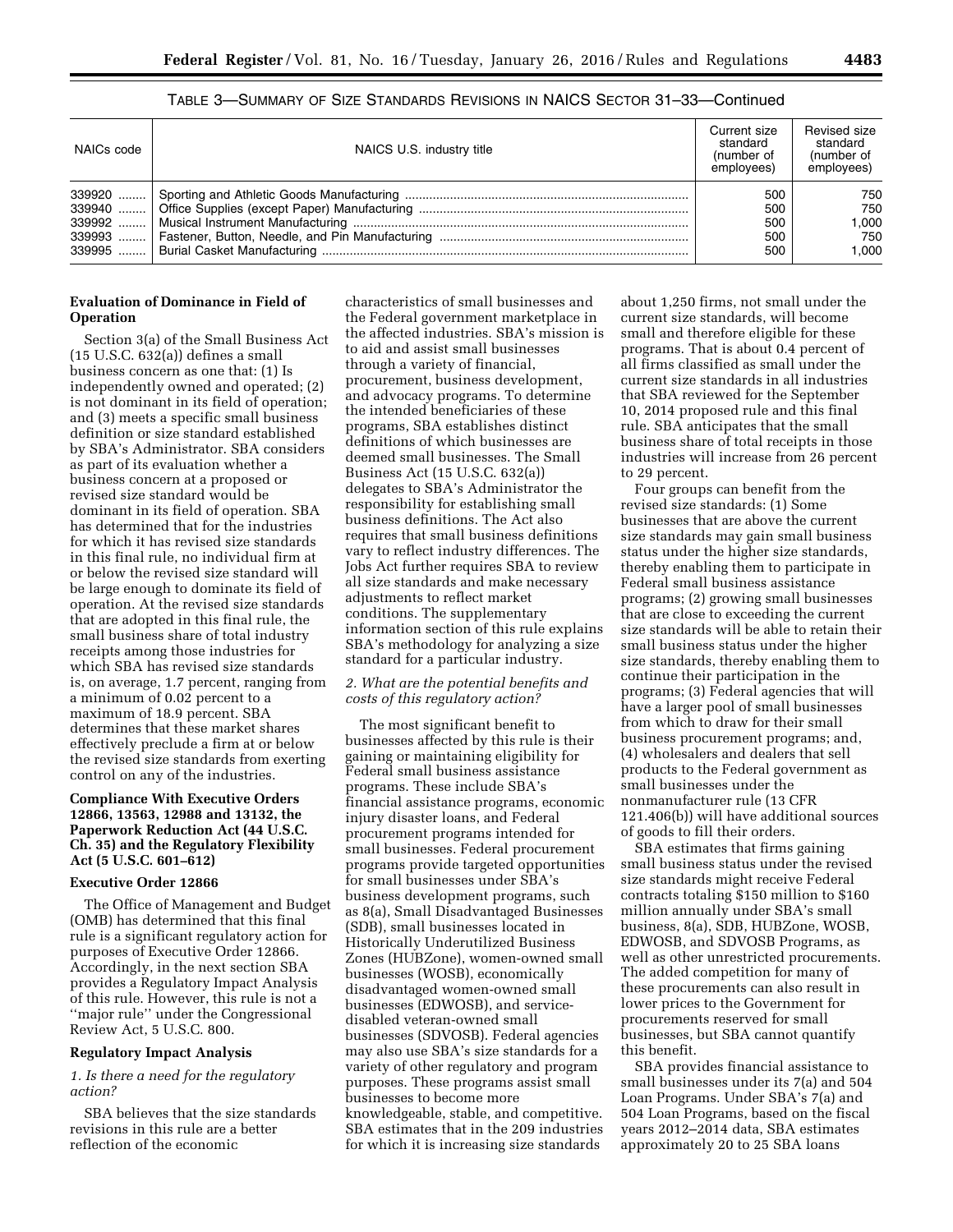TABLE 3—SUMMARY OF SIZE STANDARDS REVISIONS IN NAICS SECTOR 31–33—Continued

| NAICs code | NAICS U.S. industry title | Current size standard (number of employees) | Revised size standard (number of employees) |
|---|---|---|---|
| 339920 | Sporting and Athletic Goods Manufacturing | 500 | 750 |
| 339940 | Office Supplies (except Paper) Manufacturing | 500 | 750 |
| 339992 | Musical Instrument Manufacturing | 500 | 1,000 |
| 339993 | Fastener, Button, Needle, and Pin Manufacturing | 500 | 750 |
| 339995 | Burial Casket Manufacturing | 500 | 1,000 |

## Evaluation of Dominance in Field of Operation

Section 3(a) of the Small Business Act (15 U.S.C. 632(a)) defines a small business concern as one that: (1) Is independently owned and operated; (2) is not dominant in its field of operation; and (3) meets a specific small business definition or size standard established by SBA's Administrator. SBA considers as part of its evaluation whether a business concern at a proposed or revised size standard would be dominant in its field of operation. SBA has determined that for the industries for which it has revised size standards in this final rule, no individual firm at or below the revised size standard will be large enough to dominate its field of operation. At the revised size standards that are adopted in this final rule, the small business share of total industry receipts among those industries for which SBA has revised size standards is, on average, 1.7 percent, ranging from a minimum of 0.02 percent to a maximum of 18.9 percent. SBA determines that these market shares effectively preclude a firm at or below the revised size standards from exerting control on any of the industries.

## Compliance With Executive Orders 12866, 13563, 12988 and 13132, the Paperwork Reduction Act (44 U.S.C. Ch. 35) and the Regulatory Flexibility Act (5 U.S.C. 601–612)

### Executive Order 12866

The Office of Management and Budget (OMB) has determined that this final rule is a significant regulatory action for purposes of Executive Order 12866. Accordingly, in the next section SBA provides a Regulatory Impact Analysis of this rule. However, this rule is not a ''major rule'' under the Congressional Review Act, 5 U.S.C. 800.

### Regulatory Impact Analysis

*1. Is there a need for the regulatory action?*

SBA believes that the size standards revisions in this rule are a better reflection of the economic characteristics of small businesses and the Federal government marketplace in the affected industries. SBA's mission is to aid and assist small businesses through a variety of financial, procurement, business development, and advocacy programs. To determine the intended beneficiaries of these programs, SBA establishes distinct definitions of which businesses are deemed small businesses. The Small Business Act (15 U.S.C. 632(a)) delegates to SBA's Administrator the responsibility for establishing small business definitions. The Act also requires that small business definitions vary to reflect industry differences. The Jobs Act further requires SBA to review all size standards and make necessary adjustments to reflect market conditions. The supplementary information section of this rule explains SBA's methodology for analyzing a size standard for a particular industry.

*2. What are the potential benefits and costs of this regulatory action?*

The most significant benefit to businesses affected by this rule is their gaining or maintaining eligibility for Federal small business assistance programs. These include SBA's financial assistance programs, economic injury disaster loans, and Federal procurement programs intended for small businesses. Federal procurement programs provide targeted opportunities for small businesses under SBA's business development programs, such as 8(a), Small Disadvantaged Businesses (SDB), small businesses located in Historically Underutilized Business Zones (HUBZone), women-owned small businesses (WOSB), economically disadvantaged women-owned small businesses (EDWOSB), and service-disabled veteran-owned small businesses (SDVOSB). Federal agencies may also use SBA's size standards for a variety of other regulatory and program purposes. These programs assist small businesses to become more knowledgeable, stable, and competitive. SBA estimates that in the 209 industries for which it is increasing size standards about 1,250 firms, not small under the current size standards, will become small and therefore eligible for these programs. That is about 0.4 percent of all firms classified as small under the current size standards in all industries that SBA reviewed for the September 10, 2014 proposed rule and this final rule. SBA anticipates that the small business share of total receipts in those industries will increase from 26 percent to 29 percent.

Four groups can benefit from the revised size standards: (1) Some businesses that are above the current size standards may gain small business status under the higher size standards, thereby enabling them to participate in Federal small business assistance programs; (2) growing small businesses that are close to exceeding the current size standards will be able to retain their small business status under the higher size standards, thereby enabling them to continue their participation in the programs; (3) Federal agencies that will have a larger pool of small businesses from which to draw for their small business procurement programs; and, (4) wholesalers and dealers that sell products to the Federal government as small businesses under the nonmanufacturer rule (13 CFR 121.406(b)) will have additional sources of goods to fill their orders.

SBA estimates that firms gaining small business status under the revised size standards might receive Federal contracts totaling $150 million to $160 million annually under SBA's small business, 8(a), SDB, HUBZone, WOSB, EDWOSB, and SDVOSB Programs, as well as other unrestricted procurements. The added competition for many of these procurements can also result in lower prices to the Government for procurements reserved for small businesses, but SBA cannot quantify this benefit.

SBA provides financial assistance to small businesses under its 7(a) and 504 Loan Programs. Under SBA's 7(a) and 504 Loan Programs, based on the fiscal years 2012–2014 data, SBA estimates approximately 20 to 25 SBA loans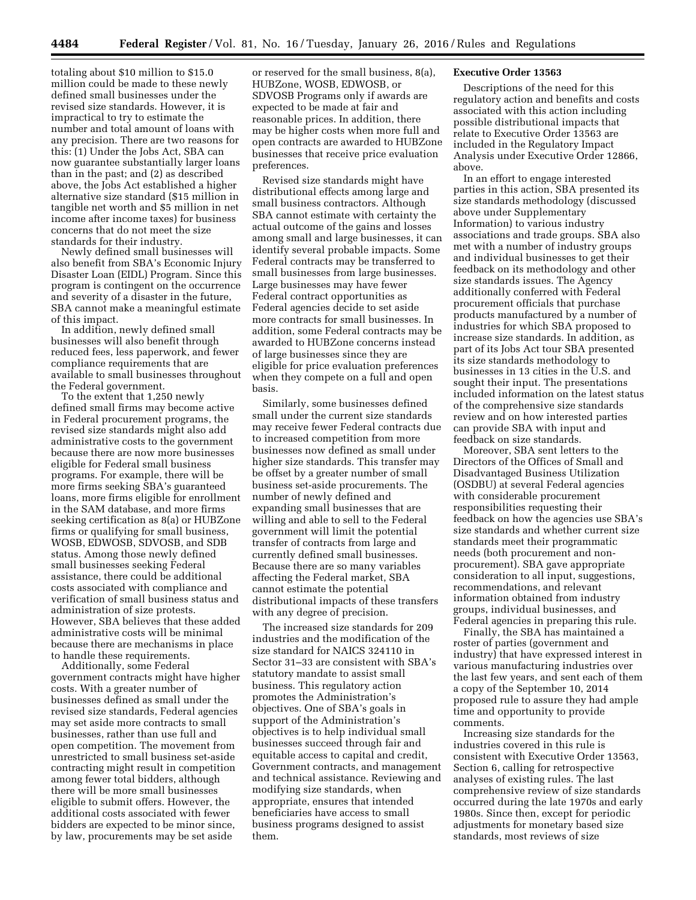totaling about $10 million to $15.0 million could be made to these newly defined small businesses under the revised size standards. However, it is impractical to try to estimate the number and total amount of loans with any precision. There are two reasons for this: (1) Under the Jobs Act, SBA can now guarantee substantially larger loans than in the past; and (2) as described above, the Jobs Act established a higher alternative size standard ($15 million in tangible net worth and $5 million in net income after income taxes) for business concerns that do not meet the size standards for their industry.

Newly defined small businesses will also benefit from SBA's Economic Injury Disaster Loan (EIDL) Program. Since this program is contingent on the occurrence and severity of a disaster in the future, SBA cannot make a meaningful estimate of this impact.

In addition, newly defined small businesses will also benefit through reduced fees, less paperwork, and fewer compliance requirements that are available to small businesses throughout the Federal government.

To the extent that 1,250 newly defined small firms may become active in Federal procurement programs, the revised size standards might also add administrative costs to the government because there are now more businesses eligible for Federal small business programs. For example, there will be more firms seeking SBA's guaranteed loans, more firms eligible for enrollment in the SAM database, and more firms seeking certification as 8(a) or HUBZone firms or qualifying for small business, WOSB, EDWOSB, SDVOSB, and SDB status. Among those newly defined small businesses seeking Federal assistance, there could be additional costs associated with compliance and verification of small business status and administration of size protests. However, SBA believes that these added administrative costs will be minimal because there are mechanisms in place to handle these requirements.

Additionally, some Federal government contracts might have higher costs. With a greater number of businesses defined as small under the revised size standards, Federal agencies may set aside more contracts to small businesses, rather than use full and open competition. The movement from unrestricted to small business set-aside contracting might result in competition among fewer total bidders, although there will be more small businesses eligible to submit offers. However, the additional costs associated with fewer bidders are expected to be minor since, by law, procurements may be set aside or reserved for the small business, 8(a), HUBZone, WOSB, EDWOSB, or SDVOSB Programs only if awards are expected to be made at fair and reasonable prices. In addition, there may be higher costs when more full and open contracts are awarded to HUBZone businesses that receive price evaluation preferences.

Revised size standards might have distributional effects among large and small business contractors. Although SBA cannot estimate with certainty the actual outcome of the gains and losses among small and large businesses, it can identify several probable impacts. Some Federal contracts may be transferred to small businesses from large businesses. Large businesses may have fewer Federal contract opportunities as Federal agencies decide to set aside more contracts for small businesses. In addition, some Federal contracts may be awarded to HUBZone concerns instead of large businesses since they are eligible for price evaluation preferences when they compete on a full and open basis.

Similarly, some businesses defined small under the current size standards may receive fewer Federal contracts due to increased competition from more businesses now defined as small under higher size standards. This transfer may be offset by a greater number of small business set-aside procurements. The number of newly defined and expanding small businesses that are willing and able to sell to the Federal government will limit the potential transfer of contracts from large and currently defined small businesses. Because there are so many variables affecting the Federal market, SBA cannot estimate the potential distributional impacts of these transfers with any degree of precision.

The increased size standards for 209 industries and the modification of the size standard for NAICS 324110 in Sector 31–33 are consistent with SBA's statutory mandate to assist small business. This regulatory action promotes the Administration's objectives. One of SBA's goals in support of the Administration's objectives is to help individual small businesses succeed through fair and equitable access to capital and credit, Government contracts, and management and technical assistance. Reviewing and modifying size standards, when appropriate, ensures that intended beneficiaries have access to small business programs designed to assist them.

**Executive Order 13563**

Descriptions of the need for this regulatory action and benefits and costs associated with this action including possible distributional impacts that relate to Executive Order 13563 are included in the Regulatory Impact Analysis under Executive Order 12866, above.

In an effort to engage interested parties in this action, SBA presented its size standards methodology (discussed above under Supplementary Information) to various industry associations and trade groups. SBA also met with a number of industry groups and individual businesses to get their feedback on its methodology and other size standards issues. The Agency additionally conferred with Federal procurement officials that purchase products manufactured by a number of industries for which SBA proposed to increase size standards. In addition, as part of its Jobs Act tour SBA presented its size standards methodology to businesses in 13 cities in the U.S. and sought their input. The presentations included information on the latest status of the comprehensive size standards review and on how interested parties can provide SBA with input and feedback on size standards.

Moreover, SBA sent letters to the Directors of the Offices of Small and Disadvantaged Business Utilization (OSDBU) at several Federal agencies with considerable procurement responsibilities requesting their feedback on how the agencies use SBA's size standards and whether current size standards meet their programmatic needs (both procurement and non-procurement). SBA gave appropriate consideration to all input, suggestions, recommendations, and relevant information obtained from industry groups, individual businesses, and Federal agencies in preparing this rule.

Finally, the SBA has maintained a roster of parties (government and industry) that have expressed interest in various manufacturing industries over the last few years, and sent each of them a copy of the September 10, 2014 proposed rule to assure they had ample time and opportunity to provide comments.

Increasing size standards for the industries covered in this rule is consistent with Executive Order 13563, Section 6, calling for retrospective analyses of existing rules. The last comprehensive review of size standards occurred during the late 1970s and early 1980s. Since then, except for periodic adjustments for monetary based size standards, most reviews of size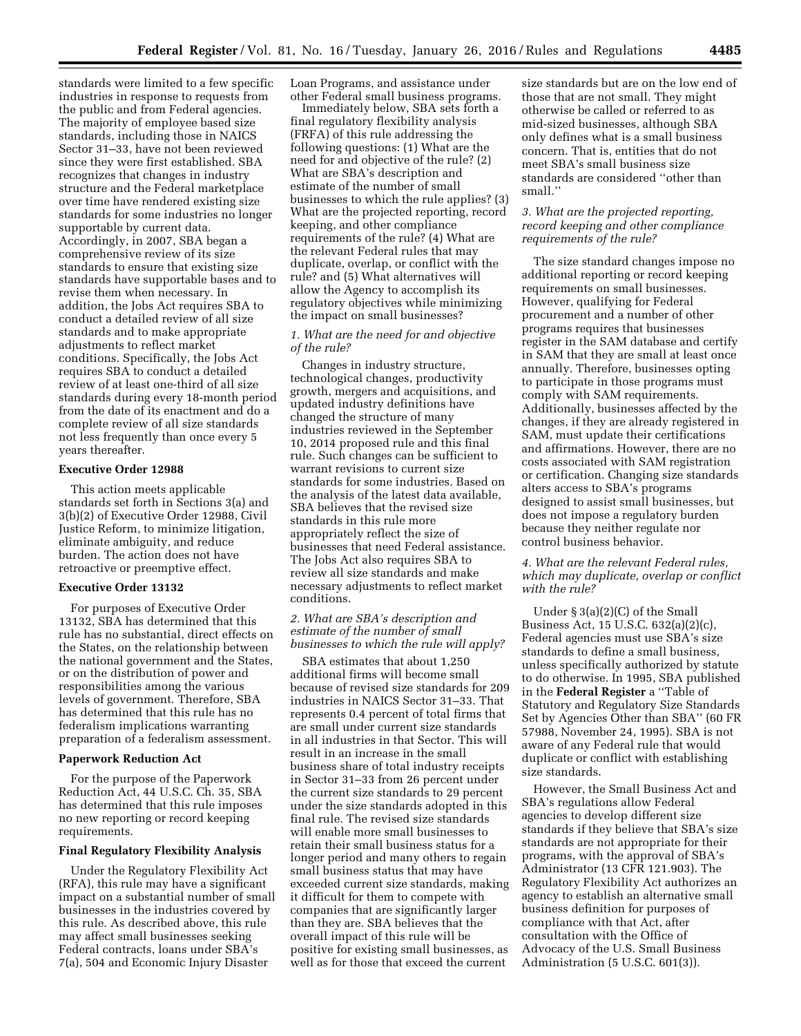standards were limited to a few specific industries in response to requests from the public and from Federal agencies. The majority of employee based size standards, including those in NAICS Sector 31–33, have not been reviewed since they were first established. SBA recognizes that changes in industry structure and the Federal marketplace over time have rendered existing size standards for some industries no longer supportable by current data. Accordingly, in 2007, SBA began a comprehensive review of its size standards to ensure that existing size standards have supportable bases and to revise them when necessary. In addition, the Jobs Act requires SBA to conduct a detailed review of all size standards and to make appropriate adjustments to reflect market conditions. Specifically, the Jobs Act requires SBA to conduct a detailed review of at least one-third of all size standards during every 18-month period from the date of its enactment and do a complete review of all size standards not less frequently than once every 5 years thereafter.

**Executive Order 12988**

This action meets applicable standards set forth in Sections 3(a) and 3(b)(2) of Executive Order 12988, Civil Justice Reform, to minimize litigation, eliminate ambiguity, and reduce burden. The action does not have retroactive or preemptive effect.

**Executive Order 13132**

For purposes of Executive Order 13132, SBA has determined that this rule has no substantial, direct effects on the States, on the relationship between the national government and the States, or on the distribution of power and responsibilities among the various levels of government. Therefore, SBA has determined that this rule has no federalism implications warranting preparation of a federalism assessment.

**Paperwork Reduction Act**

For the purpose of the Paperwork Reduction Act, 44 U.S.C. Ch. 35, SBA has determined that this rule imposes no new reporting or record keeping requirements.

**Final Regulatory Flexibility Analysis**

Under the Regulatory Flexibility Act (RFA), this rule may have a significant impact on a substantial number of small businesses in the industries covered by this rule. As described above, this rule may affect small businesses seeking Federal contracts, loans under SBA's 7(a), 504 and Economic Injury Disaster Loan Programs, and assistance under other Federal small business programs.

Immediately below, SBA sets forth a final regulatory flexibility analysis (FRFA) of this rule addressing the following questions: (1) What are the need for and objective of the rule? (2) What are SBA's description and estimate of the number of small businesses to which the rule applies? (3) What are the projected reporting, record keeping, and other compliance requirements of the rule? (4) What are the relevant Federal rules that may duplicate, overlap, or conflict with the rule? and (5) What alternatives will allow the Agency to accomplish its regulatory objectives while minimizing the impact on small businesses?

*1. What are the need for and objective of the rule?*

Changes in industry structure, technological changes, productivity growth, mergers and acquisitions, and updated industry definitions have changed the structure of many industries reviewed in the September 10, 2014 proposed rule and this final rule. Such changes can be sufficient to warrant revisions to current size standards for some industries. Based on the analysis of the latest data available, SBA believes that the revised size standards in this rule more appropriately reflect the size of businesses that need Federal assistance. The Jobs Act also requires SBA to review all size standards and make necessary adjustments to reflect market conditions.

*2. What are SBA's description and estimate of the number of small businesses to which the rule will apply?*

SBA estimates that about 1,250 additional firms will become small because of revised size standards for 209 industries in NAICS Sector 31–33. That represents 0.4 percent of total firms that are small under current size standards in all industries in that Sector. This will result in an increase in the small business share of total industry receipts in Sector 31–33 from 26 percent under the current size standards to 29 percent under the size standards adopted in this final rule. The revised size standards will enable more small businesses to retain their small business status for a longer period and many others to regain small business status that may have exceeded current size standards, making it difficult for them to compete with companies that are significantly larger than they are. SBA believes that the overall impact of this rule will be positive for existing small businesses, as well as for those that exceed the current size standards but are on the low end of those that are not small. They might otherwise be called or referred to as mid-sized businesses, although SBA only defines what is a small business concern. That is, entities that do not meet SBA's small business size standards are considered ''other than small.''

*3. What are the projected reporting, record keeping and other compliance requirements of the rule?*

The size standard changes impose no additional reporting or record keeping requirements on small businesses. However, qualifying for Federal procurement and a number of other programs requires that businesses register in the SAM database and certify in SAM that they are small at least once annually. Therefore, businesses opting to participate in those programs must comply with SAM requirements. Additionally, businesses affected by the changes, if they are already registered in SAM, must update their certifications and affirmations. However, there are no costs associated with SAM registration or certification. Changing size standards alters access to SBA's programs designed to assist small businesses, but does not impose a regulatory burden because they neither regulate nor control business behavior.

*4. What are the relevant Federal rules, which may duplicate, overlap or conflict with the rule?*

Under § 3(a)(2)(C) of the Small Business Act, 15 U.S.C. 632(a)(2)(c), Federal agencies must use SBA's size standards to define a small business, unless specifically authorized by statute to do otherwise. In 1995, SBA published in the **Federal Register** a ''Table of Statutory and Regulatory Size Standards Set by Agencies Other than SBA'' (60 FR 57988, November 24, 1995). SBA is not aware of any Federal rule that would duplicate or conflict with establishing size standards.

However, the Small Business Act and SBA's regulations allow Federal agencies to develop different size standards if they believe that SBA's size standards are not appropriate for their programs, with the approval of SBA's Administrator (13 CFR 121.903). The Regulatory Flexibility Act authorizes an agency to establish an alternative small business definition for purposes of compliance with that Act, after consultation with the Office of Advocacy of the U.S. Small Business Administration (5 U.S.C. 601(3)).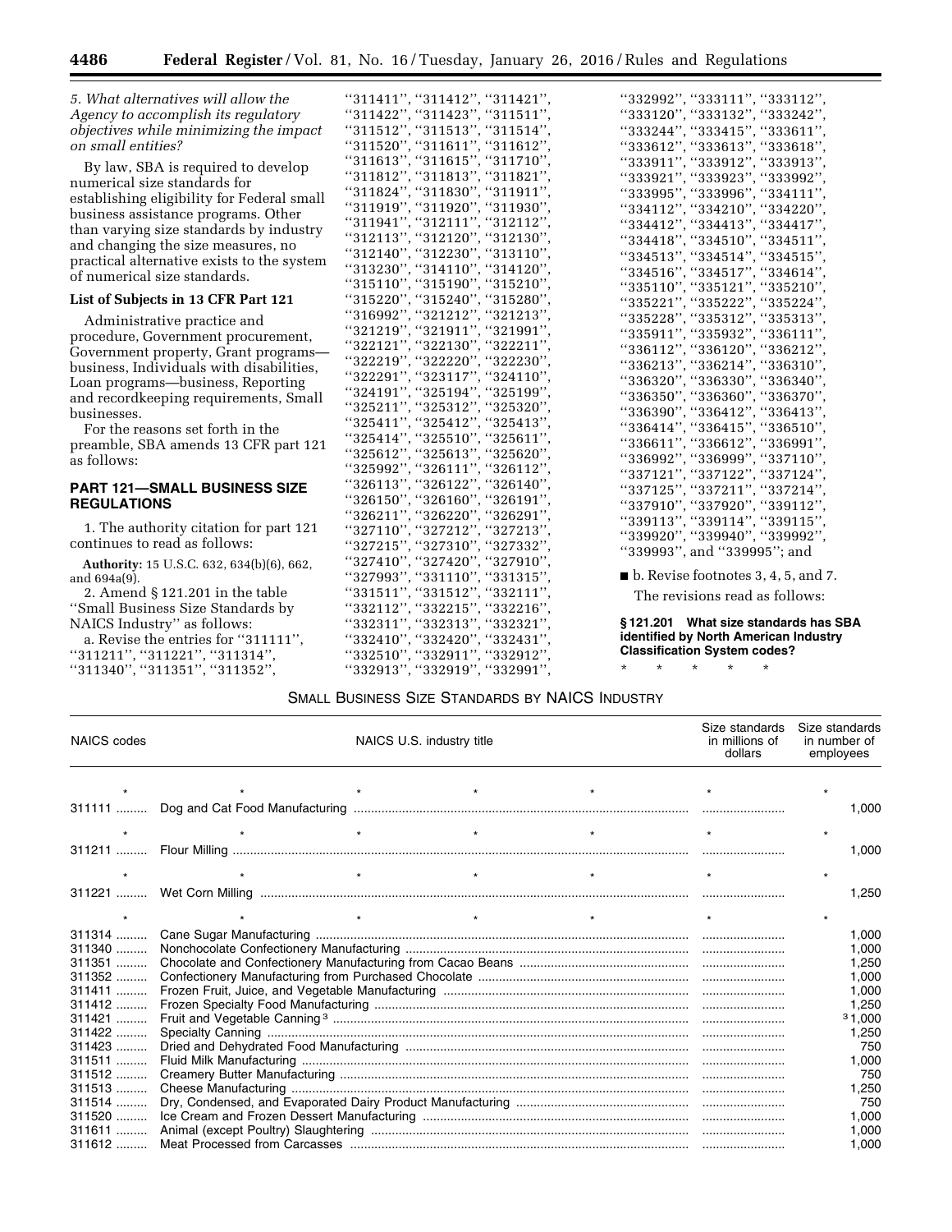*5. What alternatives will allow the Agency to accomplish its regulatory objectives while minimizing the impact on small entities?*

By law, SBA is required to develop numerical size standards for establishing eligibility for Federal small business assistance programs. Other than varying size standards by industry and changing the size measures, no practical alternative exists to the system of numerical size standards.

**List of Subjects in 13 CFR Part 121**

Administrative practice and procedure, Government procurement, Government property, Grant programs—business, Individuals with disabilities, Loan programs—business, Reporting and recordkeeping requirements, Small businesses.

For the reasons set forth in the preamble, SBA amends 13 CFR part 121 as follows:

## PART 121—SMALL BUSINESS SIZE REGULATIONS

1. The authority citation for part 121 continues to read as follows:

**Authority:** 15 U.S.C. 632, 634(b)(6), 662, and 694a(9).

2. Amend § 121.201 in the table ''Small Business Size Standards by NAICS Industry'' as follows:

a. Revise the entries for ''311111'', ''311211'', ''311221'', ''311314'', ''311340'', ''311351'', ''311352'', ''311411'', ''311412'', ''311421'', ''311422'', ''311423'', ''311511'', ''311512'', ''311513'', ''311514'', ''311520'', ''311611'', ''311612'', ''311613'', ''311615'', ''311710'', ''311812'', ''311813'', ''311821'', ''311824'', ''311830'', ''311911'', ''311919'', ''311920'', ''311930'', ''311941'', ''312111'', ''312112'', ''312113'', ''312120'', ''312130'', ''312140'', ''312230'', ''313110'', ''313230'', ''314110'', ''314120'', ''315110'', ''315190'', ''315210'', ''315220'', ''315240'', ''315280'', ''316992'', ''321212'', ''321213'', ''321219'', ''321911'', ''321991'', ''322121'', ''322130'', ''322211'', ''322219'', ''322220'', ''322230'', ''322291'', ''323117'', ''324110'', ''324191'', ''325194'', ''325199'', ''325211'', ''325312'', ''325320'', ''325411'', ''325412'', ''325413'', ''325414'', ''325510'', ''325611'', ''325612'', ''325613'', ''325620'', ''325992'', ''326111'', ''326112'', ''326113'', ''326122'', ''326140'', ''326150'', ''326160'', ''326191'', ''326211'', ''326220'', ''326291'', ''327110'', ''327212'', ''327213'', ''327215'', ''327310'', ''327332'', ''327410'', ''327420'', ''327910'', ''327993'', ''331110'', ''331315'', ''331511'', ''331512'', ''332111'', ''332112'', ''332215'', ''332216'', ''332311'', ''332313'', ''332321'', ''332410'', ''332420'', ''332431'', ''332510'', ''332911'', ''332912'', ''332913'', ''332919'', ''332991'', ''332992'', ''333111'', ''333112'', ''333120'', ''333132'', ''333242'', ''333244'', ''333415'', ''333611'', ''333612'', ''333613'', ''333618'', ''333911'', ''333912'', ''333913'', ''333921'', ''333923'', ''333992'', ''333995'', ''333996'', ''334111'', ''334112'', ''334210'', ''334220'', ''334412'', ''334413'', ''334417'', ''334418'', ''334510'', ''334511'', ''334513'', ''334514'', ''334515'', ''334516'', ''334517'', ''334614'', ''335110'', ''335121'', ''335210'', ''335221'', ''335222'', ''335224'', ''335228'', ''335312'', ''335313'', ''335911'', ''335932'', ''336111'', ''336112'', ''336120'', ''336212'', ''336213'', ''336214'', ''336310'', ''336320'', ''336330'', ''336340'', ''336350'', ''336360'', ''336370'', ''336390'', ''336412'', ''336413'', ''336414'', ''336415'', ''336510'', ''336611'', ''336612'', ''336991'', ''336992'', ''336999'', ''337110'', ''337121'', ''337122'', ''337124'', ''337125'', ''337211'', ''337214'', ''337910'', ''337920'', ''339112'', ''339113'', ''339114'', ''339115'', ''339920'', ''339940'', ''339992'', ''339993'', and ''339995''; and

b. Revise footnotes 3, 4, 5, and 7.

The revisions read as follows:

**§ 121.201 What size standards has SBA identified by North American Industry Classification System codes?**

\* \* \* \* \*

SMALL BUSINESS SIZE STANDARDS BY NAICS INDUSTRY

| NAICS codes | NAICS U.S. industry title | Size standards in millions of dollars | Size standards in number of employees |
|---|---|---|---|
| * | * | * | * |
| 311111 | Dog and Cat Food Manufacturing | | 1,000 |
| * | * | * | * |
| 311211 | Flour Milling | | 1,000 |
| * | * | * | * |
| 311221 | Wet Corn Milling | | 1,250 |
| * | * | * | * |
| 311314 | Cane Sugar Manufacturing | | 1,000 |
| 311340 | Nonchocolate Confectionery Manufacturing | | 1,000 |
| 311351 | Chocolate and Confectionery Manufacturing from Cacao Beans | | 1,250 |
| 311352 | Confectionery Manufacturing from Purchased Chocolate | | 1,000 |
| 311411 | Frozen Fruit, Juice, and Vegetable Manufacturing | | 1,000 |
| 311412 | Frozen Specialty Food Manufacturing | | 1,250 |
| 311421 | Fruit and Vegetable Canning[3] | | [3] 1,000 |
| 311422 | Specialty Canning | | 1,250 |
| 311423 | Dried and Dehydrated Food Manufacturing | | 750 |
| 311511 | Fluid Milk Manufacturing | | 1,000 |
| 311512 | Creamery Butter Manufacturing | | 750 |
| 311513 | Cheese Manufacturing | | 1,250 |
| 311514 | Dry, Condensed, and Evaporated Dairy Product Manufacturing | | 750 |
| 311520 | Ice Cream and Frozen Dessert Manufacturing | | 1,000 |
| 311611 | Animal (except Poultry) Slaughtering | | 1,000 |
| 311612 | Meat Processed from Carcasses | | 1,000 |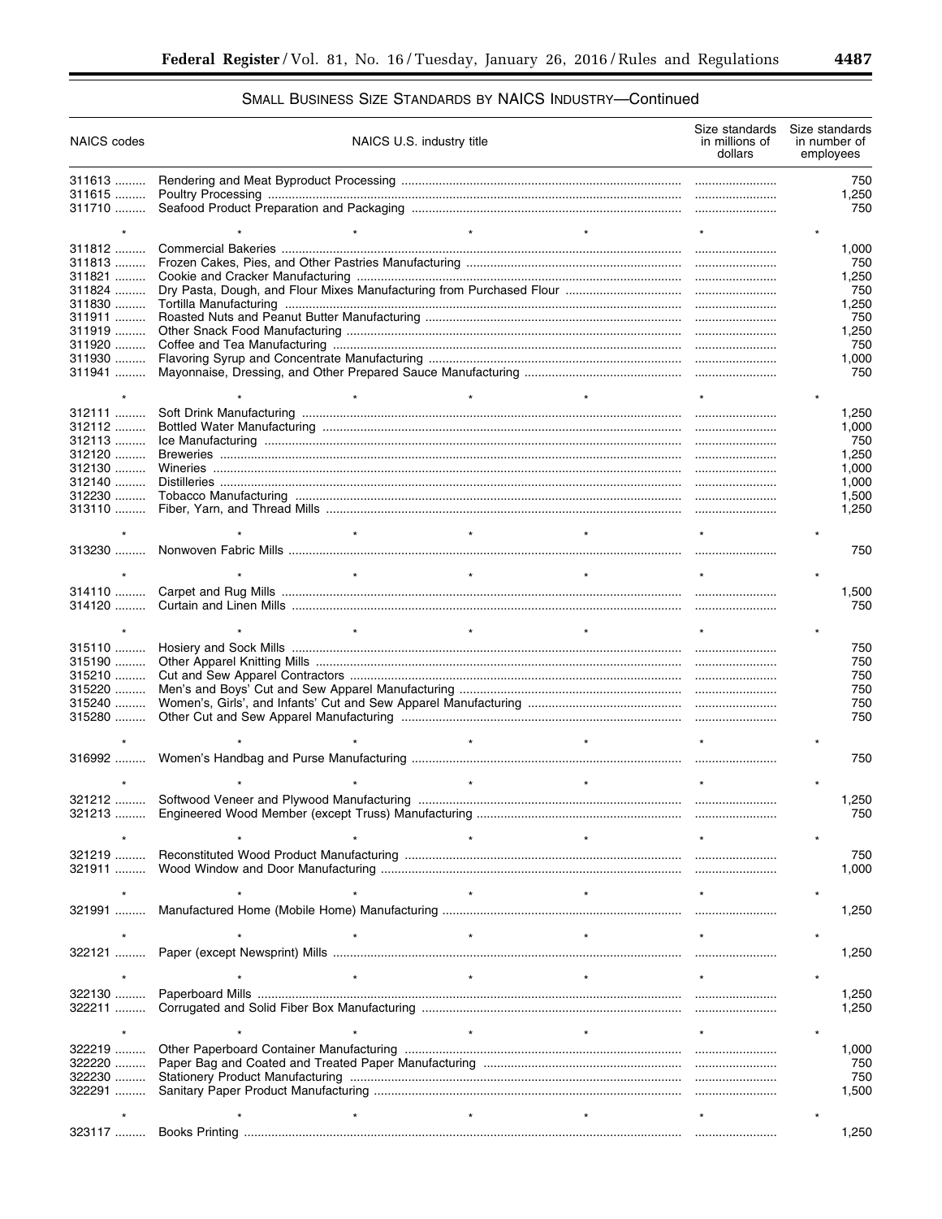SMALL BUSINESS SIZE STANDARDS BY NAICS INDUSTRY—Continued

| NAICS codes | NAICS U.S. industry title | Size standards in millions of dollars | Size standards in number of employees |
|---|---|---|---|
| 311613 | Rendering and Meat Byproduct Processing | | 750 |
| 311615 | Poultry Processing | | 1,250 |
| 311710 | Seafood Product Preparation and Packaging | | 750 |
| * | * * * * | * | * |
| 311812 | Commercial Bakeries | | 1,000 |
| 311813 | Frozen Cakes, Pies, and Other Pastries Manufacturing | | 750 |
| 311821 | Cookie and Cracker Manufacturing | | 1,250 |
| 311824 | Dry Pasta, Dough, and Flour Mixes Manufacturing from Purchased Flour | | 750 |
| 311830 | Tortilla Manufacturing | | 1,250 |
| 311911 | Roasted Nuts and Peanut Butter Manufacturing | | 750 |
| 311919 | Other Snack Food Manufacturing | | 1,250 |
| 311920 | Coffee and Tea Manufacturing | | 750 |
| 311930 | Flavoring Syrup and Concentrate Manufacturing | | 1,000 |
| 311941 | Mayonnaise, Dressing, and Other Prepared Sauce Manufacturing | | 750 |
| * | * * * * | * | * |
| 312111 | Soft Drink Manufacturing | | 1,250 |
| 312112 | Bottled Water Manufacturing | | 1,000 |
| 312113 | Ice Manufacturing | | 750 |
| 312120 | Breweries | | 1,250 |
| 312130 | Wineries | | 1,000 |
| 312140 | Distilleries | | 1,000 |
| 312230 | Tobacco Manufacturing | | 1,500 |
| 313110 | Fiber, Yarn, and Thread Mills | | 1,250 |
| * | * * * * | * | * |
| 313230 | Nonwoven Fabric Mills | | 750 |
| * | * * * * | * | * |
| 314110 | Carpet and Rug Mills | | 1,500 |
| 314120 | Curtain and Linen Mills | | 750 |
| * | * * * * | * | * |
| 315110 | Hosiery and Sock Mills | | 750 |
| 315190 | Other Apparel Knitting Mills | | 750 |
| 315210 | Cut and Sew Apparel Contractors | | 750 |
| 315220 | Men's and Boys' Cut and Sew Apparel Manufacturing | | 750 |
| 315240 | Women's, Girls', and Infants' Cut and Sew Apparel Manufacturing | | 750 |
| 315280 | Other Cut and Sew Apparel Manufacturing | | 750 |
| * | * * * * | * | * |
| 316992 | Women's Handbag and Purse Manufacturing | | 750 |
| * | * * * * | * | * |
| 321212 | Softwood Veneer and Plywood Manufacturing | | 1,250 |
| 321213 | Engineered Wood Member (except Truss) Manufacturing | | 750 |
| * | * * * * | * | * |
| 321219 | Reconstituted Wood Product Manufacturing | | 750 |
| 321911 | Wood Window and Door Manufacturing | | 1,000 |
| * | * * * * | * | * |
| 321991 | Manufactured Home (Mobile Home) Manufacturing | | 1,250 |
| * | * * * * | * | * |
| 322121 | Paper (except Newsprint) Mills | | 1,250 |
| * | * * * * | * | * |
| 322130 | Paperboard Mills | | 1,250 |
| 322211 | Corrugated and Solid Fiber Box Manufacturing | | 1,250 |
| * | * * * * | * | * |
| 322219 | Other Paperboard Container Manufacturing | | 1,000 |
| 322220 | Paper Bag and Coated and Treated Paper Manufacturing | | 750 |
| 322230 | Stationery Product Manufacturing | | 750 |
| 322291 | Sanitary Paper Product Manufacturing | | 1,500 |
| * | * * * * | * | * |
| 323117 | Books Printing | | 1,250 |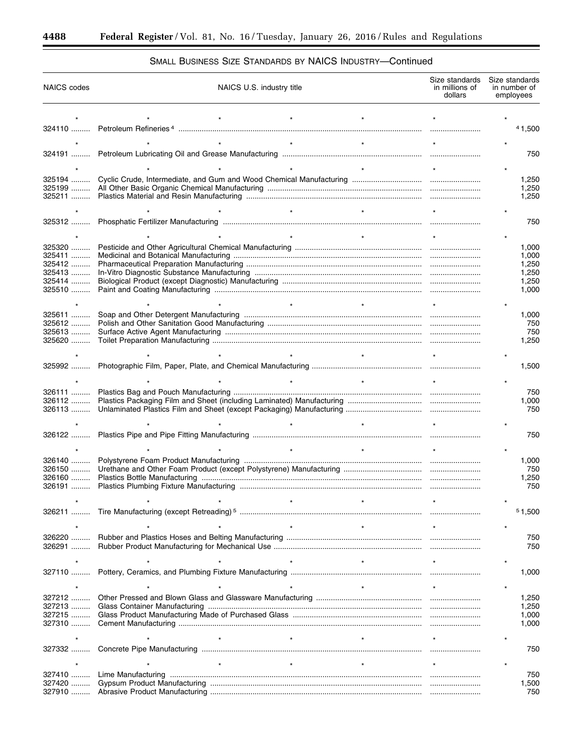## SMALL BUSINESS SIZE STANDARDS BY NAICS INDUSTRY—Continued

| NAICS codes | NAICS U.S. industry title | Size standards in millions of dollars | Size standards in number of employees |
|---|---|---|---|
| * | * * * * * | * | * |
| 324110 | Petroleum Refineries [4] | | [4] 1,500 |
| * | * * * * * | * | * |
| 324191 | Petroleum Lubricating Oil and Grease Manufacturing | | 750 |
| * | * * * * * | * | * |
| 325194 | Cyclic Crude, Intermediate, and Gum and Wood Chemical Manufacturing | | 1,250 |
| 325199 | All Other Basic Organic Chemical Manufacturing | | 1,250 |
| 325211 | Plastics Material and Resin Manufacturing | | 1,250 |
| * | * * * * * | * | * |
| 325312 | Phosphatic Fertilizer Manufacturing | | 750 |
| * | * * * * * | * | * |
| 325320 | Pesticide and Other Agricultural Chemical Manufacturing | | 1,000 |
| 325411 | Medicinal and Botanical Manufacturing | | 1,000 |
| 325412 | Pharmaceutical Preparation Manufacturing | | 1,250 |
| 325413 | In-Vitro Diagnostic Substance Manufacturing | | 1,250 |
| 325414 | Biological Product (except Diagnostic) Manufacturing | | 1,250 |
| 325510 | Paint and Coating Manufacturing | | 1,000 |
| * | * * * * * | * | * |
| 325611 | Soap and Other Detergent Manufacturing | | 1,000 |
| 325612 | Polish and Other Sanitation Good Manufacturing | | 750 |
| 325613 | Surface Active Agent Manufacturing | | 750 |
| 325620 | Toilet Preparation Manufacturing | | 1,250 |
| * | * * * * * | * | * |
| 325992 | Photographic Film, Paper, Plate, and Chemical Manufacturing | | 1,500 |
| * | * * * * * | * | * |
| 326111 | Plastics Bag and Pouch Manufacturing | | 750 |
| 326112 | Plastics Packaging Film and Sheet (including Laminated) Manufacturing | | 1,000 |
| 326113 | Unlaminated Plastics Film and Sheet (except Packaging) Manufacturing | | 750 |
| * | * * * * * | * | * |
| 326122 | Plastics Pipe and Pipe Fitting Manufacturing | | 750 |
| * | * * * * * | * | * |
| 326140 | Polystyrene Foam Product Manufacturing | | 1,000 |
| 326150 | Urethane and Other Foam Product (except Polystyrene) Manufacturing | | 750 |
| 326160 | Plastics Bottle Manufacturing | | 1,250 |
| 326191 | Plastics Plumbing Fixture Manufacturing | | 750 |
| * | * * * * * | * | * |
| 326211 | Tire Manufacturing (except Retreading) [5] | | [5] 1,500 |
| * | * * * * * | * | * |
| 326220 | Rubber and Plastics Hoses and Belting Manufacturing | | 750 |
| 326291 | Rubber Product Manufacturing for Mechanical Use | | 750 |
| * | * * * * * | * | * |
| 327110 | Pottery, Ceramics, and Plumbing Fixture Manufacturing | | 1,000 |
| * | * * * * * | * | * |
| 327212 | Other Pressed and Blown Glass and Glassware Manufacturing | | 1,250 |
| 327213 | Glass Container Manufacturing | | 1,250 |
| 327215 | Glass Product Manufacturing Made of Purchased Glass | | 1,000 |
| 327310 | Cement Manufacturing | | 1,000 |
| * | * * * * * | * | * |
| 327332 | Concrete Pipe Manufacturing | | 750 |
| * | * * * * * | * | * |
| 327410 | Lime Manufacturing | | 750 |
| 327420 | Gypsum Product Manufacturing | | 1,500 |
| 327910 | Abrasive Product Manufacturing | | 750 |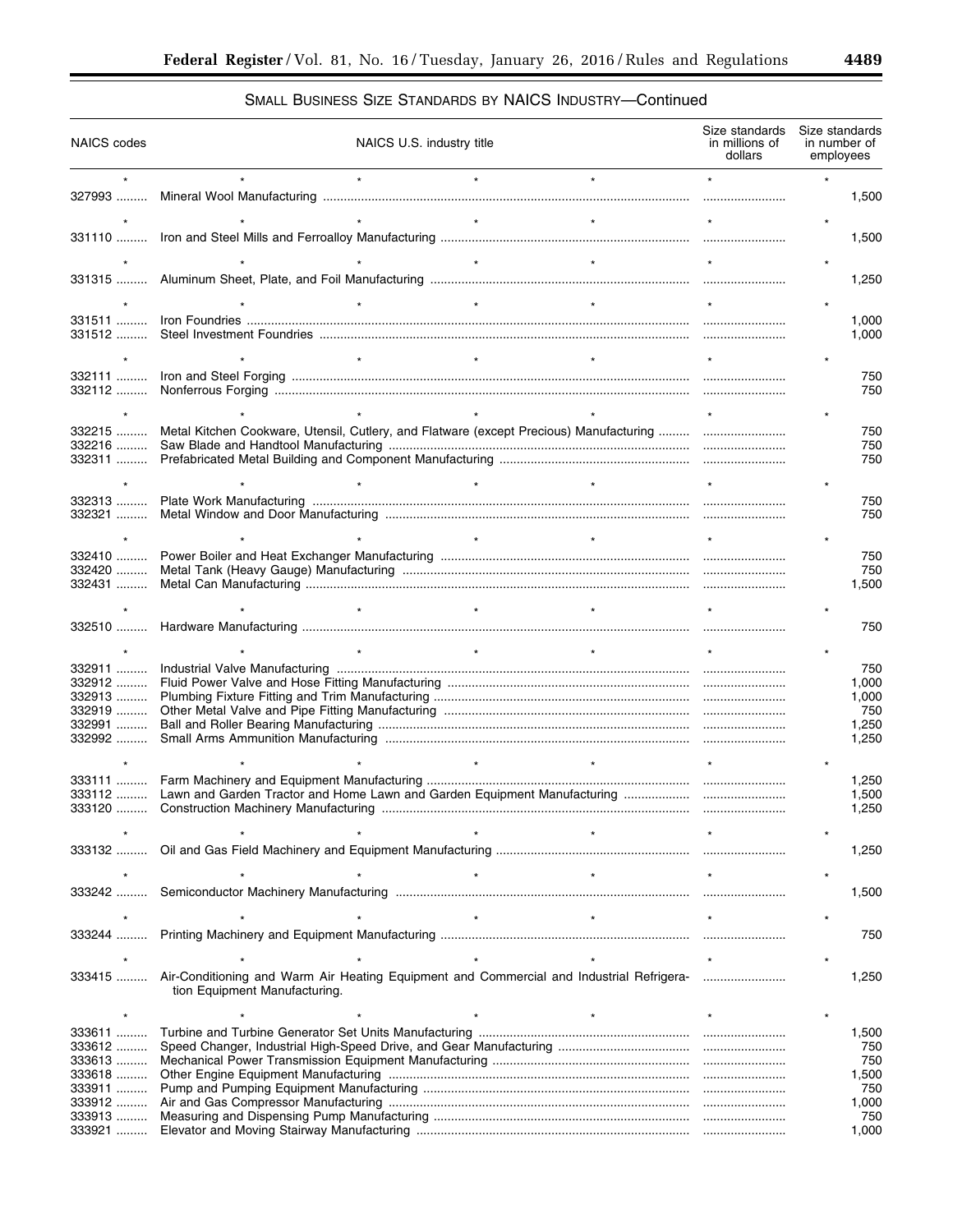## SMALL BUSINESS SIZE STANDARDS BY NAICS INDUSTRY—Continued

| NAICS codes | NAICS U.S. industry title | Size standards in millions of dollars | Size standards in number of employees |
| --- | --- | --- | --- |
| * | * * * * * | * | * |
| 327993 | Mineral Wool Manufacturing | | 1,500 |
| * | * * * * * | * | * |
| 331110 | Iron and Steel Mills and Ferroalloy Manufacturing | | 1,500 |
| * | * * * * * | * | * |
| 331315 | Aluminum Sheet, Plate, and Foil Manufacturing | | 1,250 |
| * | * * * * * | * | * |
| 331511 | Iron Foundries | | 1,000 |
| 331512 | Steel Investment Foundries | | 1,000 |
| * | * * * * * | * | * |
| 332111 | Iron and Steel Forging | | 750 |
| 332112 | Nonferrous Forging | | 750 |
| * | * * * * * | * | * |
| 332215 | Metal Kitchen Cookware, Utensil, Cutlery, and Flatware (except Precious) Manufacturing | | 750 |
| 332216 | Saw Blade and Handtool Manufacturing | | 750 |
| 332311 | Prefabricated Metal Building and Component Manufacturing | | 750 |
| * | * * * * * | * | * |
| 332313 | Plate Work Manufacturing | | 750 |
| 332321 | Metal Window and Door Manufacturing | | 750 |
| * | * * * * * | * | * |
| 332410 | Power Boiler and Heat Exchanger Manufacturing | | 750 |
| 332420 | Metal Tank (Heavy Gauge) Manufacturing | | 750 |
| 332431 | Metal Can Manufacturing | | 1,500 |
| * | * * * * * | * | * |
| 332510 | Hardware Manufacturing | | 750 |
| * | * * * * * | * | * |
| 332911 | Industrial Valve Manufacturing | | 750 |
| 332912 | Fluid Power Valve and Hose Fitting Manufacturing | | 1,000 |
| 332913 | Plumbing Fixture Fitting and Trim Manufacturing | | 1,000 |
| 332919 | Other Metal Valve and Pipe Fitting Manufacturing | | 750 |
| 332991 | Ball and Roller Bearing Manufacturing | | 1,250 |
| 332992 | Small Arms Ammunition Manufacturing | | 1,250 |
| * | * * * * * | * | * |
| 333111 | Farm Machinery and Equipment Manufacturing | | 1,250 |
| 333112 | Lawn and Garden Tractor and Home Lawn and Garden Equipment Manufacturing | | 1,500 |
| 333120 | Construction Machinery Manufacturing | | 1,250 |
| * | * * * * * | * | * |
| 333132 | Oil and Gas Field Machinery and Equipment Manufacturing | | 1,250 |
| * | * * * * * | * | * |
| 333242 | Semiconductor Machinery Manufacturing | | 1,500 |
| * | * * * * * | * | * |
| 333244 | Printing Machinery and Equipment Manufacturing | | 750 |
| * | * * * * * | * | * |
| 333415 | Air-Conditioning and Warm Air Heating Equipment and Commercial and Industrial Refrigeration Equipment Manufacturing. | | 1,250 |
| * | * * * * * | * | * |
| 333611 | Turbine and Turbine Generator Set Units Manufacturing | | 1,500 |
| 333612 | Speed Changer, Industrial High-Speed Drive, and Gear Manufacturing | | 750 |
| 333613 | Mechanical Power Transmission Equipment Manufacturing | | 750 |
| 333618 | Other Engine Equipment Manufacturing | | 1,500 |
| 333911 | Pump and Pumping Equipment Manufacturing | | 750 |
| 333912 | Air and Gas Compressor Manufacturing | | 1,000 |
| 333913 | Measuring and Dispensing Pump Manufacturing | | 750 |
| 333921 | Elevator and Moving Stairway Manufacturing | | 1,000 |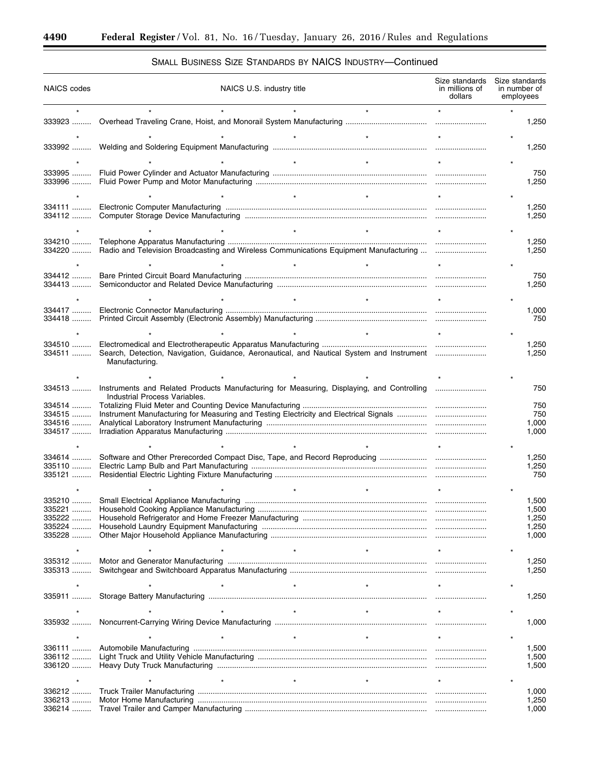SMALL BUSINESS SIZE STANDARDS BY NAICS INDUSTRY—Continued

| NAICS codes | NAICS U.S. industry title | Size standards in millions of dollars | Size standards in number of employees |
|---|---|---|---|
| * | * * * * * | * | * |
| 333923 | Overhead Traveling Crane, Hoist, and Monorail System Manufacturing | | 1,250 |
| * | * * * * * | * | * |
| 333992 | Welding and Soldering Equipment Manufacturing | | 1,250 |
| * | * * * * * | * | * |
| 333995 | Fluid Power Cylinder and Actuator Manufacturing | | 750 |
| 333996 | Fluid Power Pump and Motor Manufacturing | | 1,250 |
| * | * * * * * | * | * |
| 334111 | Electronic Computer Manufacturing | | 1,250 |
| 334112 | Computer Storage Device Manufacturing | | 1,250 |
| * | * * * * * | * | * |
| 334210 | Telephone Apparatus Manufacturing | | 1,250 |
| 334220 | Radio and Television Broadcasting and Wireless Communications Equipment Manufacturing | | 1,250 |
| * | * * * * * | * | * |
| 334412 | Bare Printed Circuit Board Manufacturing | | 750 |
| 334413 | Semiconductor and Related Device Manufacturing | | 1,250 |
| * | * * * * * | * | * |
| 334417 | Electronic Connector Manufacturing | | 1,000 |
| 334418 | Printed Circuit Assembly (Electronic Assembly) Manufacturing | | 750 |
| * | * * * * * | * | * |
| 334510 | Electromedical and Electrotherapeutic Apparatus Manufacturing | | 1,250 |
| 334511 | Search, Detection, Navigation, Guidance, Aeronautical, and Nautical System and Instrument Manufacturing. | | 1,250 |
| * | * * * * * | * | * |
| 334513 | Instruments and Related Products Manufacturing for Measuring, Displaying, and Controlling Industrial Process Variables. | | 750 |
| 334514 | Totalizing Fluid Meter and Counting Device Manufacturing | | 750 |
| 334515 | Instrument Manufacturing for Measuring and Testing Electricity and Electrical Signals | | 750 |
| 334516 | Analytical Laboratory Instrument Manufacturing | | 1,000 |
| 334517 | Irradiation Apparatus Manufacturing | | 1,000 |
| * | * * * * * | * | * |
| 334614 | Software and Other Prerecorded Compact Disc, Tape, and Record Reproducing | | 1,250 |
| 335110 | Electric Lamp Bulb and Part Manufacturing | | 1,250 |
| 335121 | Residential Electric Lighting Fixture Manufacturing | | 750 |
| * | * * * * * | * | * |
| 335210 | Small Electrical Appliance Manufacturing | | 1,500 |
| 335221 | Household Cooking Appliance Manufacturing | | 1,500 |
| 335222 | Household Refrigerator and Home Freezer Manufacturing | | 1,250 |
| 335224 | Household Laundry Equipment Manufacturing | | 1,250 |
| 335228 | Other Major Household Appliance Manufacturing | | 1,000 |
| * | * * * * * | * | * |
| 335312 | Motor and Generator Manufacturing | | 1,250 |
| 335313 | Switchgear and Switchboard Apparatus Manufacturing | | 1,250 |
| * | * * * * * | * | * |
| 335911 | Storage Battery Manufacturing | | 1,250 |
| * | * * * * * | * | * |
| 335932 | Noncurrent-Carrying Wiring Device Manufacturing | | 1,000 |
| * | * * * * * | * | * |
| 336111 | Automobile Manufacturing | | 1,500 |
| 336112 | Light Truck and Utility Vehicle Manufacturing | | 1,500 |
| 336120 | Heavy Duty Truck Manufacturing | | 1,500 |
| * | * * * * * | * | * |
| 336212 | Truck Trailer Manufacturing | | 1,000 |
| 336213 | Motor Home Manufacturing | | 1,250 |
| 336214 | Travel Trailer and Camper Manufacturing | | 1,000 |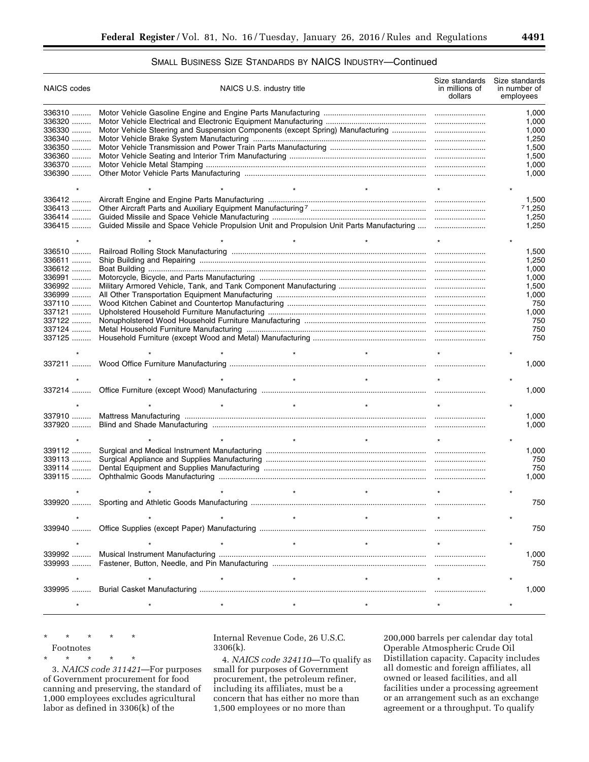## SMALL BUSINESS SIZE STANDARDS BY NAICS INDUSTRY—Continued

| NAICS codes | NAICS U.S. industry title | Size standards in millions of dollars | Size standards in number of employees |
|---|---|---|---|
| 336310 | Motor Vehicle Gasoline Engine and Engine Parts Manufacturing | | 1,000 |
| 336320 | Motor Vehicle Electrical and Electronic Equipment Manufacturing | | 1,000 |
| 336330 | Motor Vehicle Steering and Suspension Components (except Spring) Manufacturing | | 1,000 |
| 336340 | Motor Vehicle Brake System Manufacturing | | 1,250 |
| 336350 | Motor Vehicle Transmission and Power Train Parts Manufacturing | | 1,500 |
| 336360 | Motor Vehicle Seating and Interior Trim Manufacturing | | 1,500 |
| 336370 | Motor Vehicle Metal Stamping | | 1,000 |
| 336390 | Other Motor Vehicle Parts Manufacturing | | 1,000 |
| * | * * * * * | * | * |
| 336412 | Aircraft Engine and Engine Parts Manufacturing | | 1,500 |
| 336413 | Other Aircraft Parts and Auxiliary Equipment Manufacturing [7] | | [7] 1,250 |
| 336414 | Guided Missile and Space Vehicle Manufacturing | | 1,250 |
| 336415 | Guided Missile and Space Vehicle Propulsion Unit and Propulsion Unit Parts Manufacturing | | 1,250 |
| * | * * * * * | * | * |
| 336510 | Railroad Rolling Stock Manufacturing | | 1,500 |
| 336611 | Ship Building and Repairing | | 1,250 |
| 336612 | Boat Building | | 1,000 |
| 336991 | Motorcycle, Bicycle, and Parts Manufacturing | | 1,000 |
| 336992 | Military Armored Vehicle, Tank, and Tank Component Manufacturing | | 1,500 |
| 336999 | All Other Transportation Equipment Manufacturing | | 1,000 |
| 337110 | Wood Kitchen Cabinet and Countertop Manufacturing | | 750 |
| 337121 | Upholstered Household Furniture Manufacturing | | 1,000 |
| 337122 | Nonupholstered Wood Household Furniture Manufacturing | | 750 |
| 337124 | Metal Household Furniture Manufacturing | | 750 |
| 337125 | Household Furniture (except Wood and Metal) Manufacturing | | 750 |
| * | * * * * * | * | * |
| 337211 | Wood Office Furniture Manufacturing | | 1,000 |
| * | * * * * * | * | * |
| 337214 | Office Furniture (except Wood) Manufacturing | | 1,000 |
| * | * * * * * | * | * |
| 337910 | Mattress Manufacturing | | 1,000 |
| 337920 | Blind and Shade Manufacturing | | 1,000 |
| * | * * * * * | * | * |
| 339112 | Surgical and Medical Instrument Manufacturing | | 1,000 |
| 339113 | Surgical Appliance and Supplies Manufacturing | | 750 |
| 339114 | Dental Equipment and Supplies Manufacturing | | 750 |
| 339115 | Ophthalmic Goods Manufacturing | | 1,000 |
| * | * * * * * | * | * |
| 339920 | Sporting and Athletic Goods Manufacturing | | 750 |
| * | * * * * * | * | * |
| 339940 | Office Supplies (except Paper) Manufacturing | | 750 |
| * | * * * * * | * | * |
| 339992 | Musical Instrument Manufacturing | | 1,000 |
| 339993 | Fastener, Button, Needle, and Pin Manufacturing | | 750 |
| * | * * * * * | * | * |
| 339995 | Burial Casket Manufacturing | | 1,000 |
| * | * * * * * | * | * |

\* \* \* \* \*

Footnotes

\* \* \* \* \*

3. *NAICS code 311421*—For purposes of Government procurement for food canning and preserving, the standard of 1,000 employees excludes agricultural labor as defined in 3306(k) of the Internal Revenue Code, 26 U.S.C. 3306(k).

4. *NAICS code 324110*—To qualify as small for purposes of Government procurement, the petroleum refiner, including its affiliates, must be a concern that has either no more than 1,500 employees or no more than 200,000 barrels per calendar day total Operable Atmospheric Crude Oil Distillation capacity. Capacity includes all domestic and foreign affiliates, all owned or leased facilities, and all facilities under a processing agreement or an arrangement such as an exchange agreement or a throughput. To qualify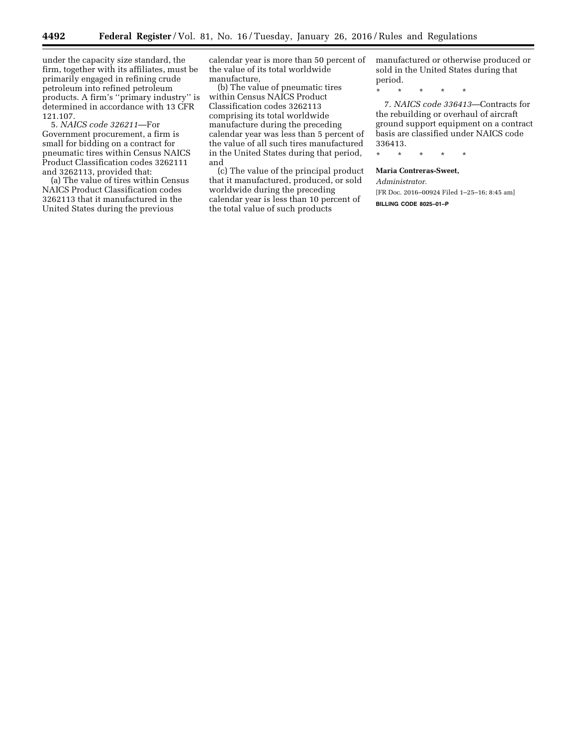under the capacity size standard, the firm, together with its affiliates, must be primarily engaged in refining crude petroleum into refined petroleum products. A firm's "primary industry" is determined in accordance with 13 CFR 121.107.

5. *NAICS code 326211*—For Government procurement, a firm is small for bidding on a contract for pneumatic tires within Census NAICS Product Classification codes 3262111 and 3262113, provided that:

(a) The value of tires within Census NAICS Product Classification codes 3262113 that it manufactured in the United States during the previous calendar year is more than 50 percent of the value of its total worldwide manufacture,

(b) The value of pneumatic tires within Census NAICS Product Classification codes 3262113 comprising its total worldwide manufacture during the preceding calendar year was less than 5 percent of the value of all such tires manufactured in the United States during that period, and

(c) The value of the principal product that it manufactured, produced, or sold worldwide during the preceding calendar year is less than 10 percent of the total value of such products manufactured or otherwise produced or sold in the United States during that period.

\* \* \* \* \*

7. *NAICS code 336413*—Contracts for the rebuilding or overhaul of aircraft ground support equipment on a contract basis are classified under NAICS code 336413.

\* \* \* \* \*

**Maria Contreras-Sweet,**

*Administrator.*

[FR Doc. 2016–00924 Filed 1–25–16; 8:45 am]

**BILLING CODE 8025–01–P**